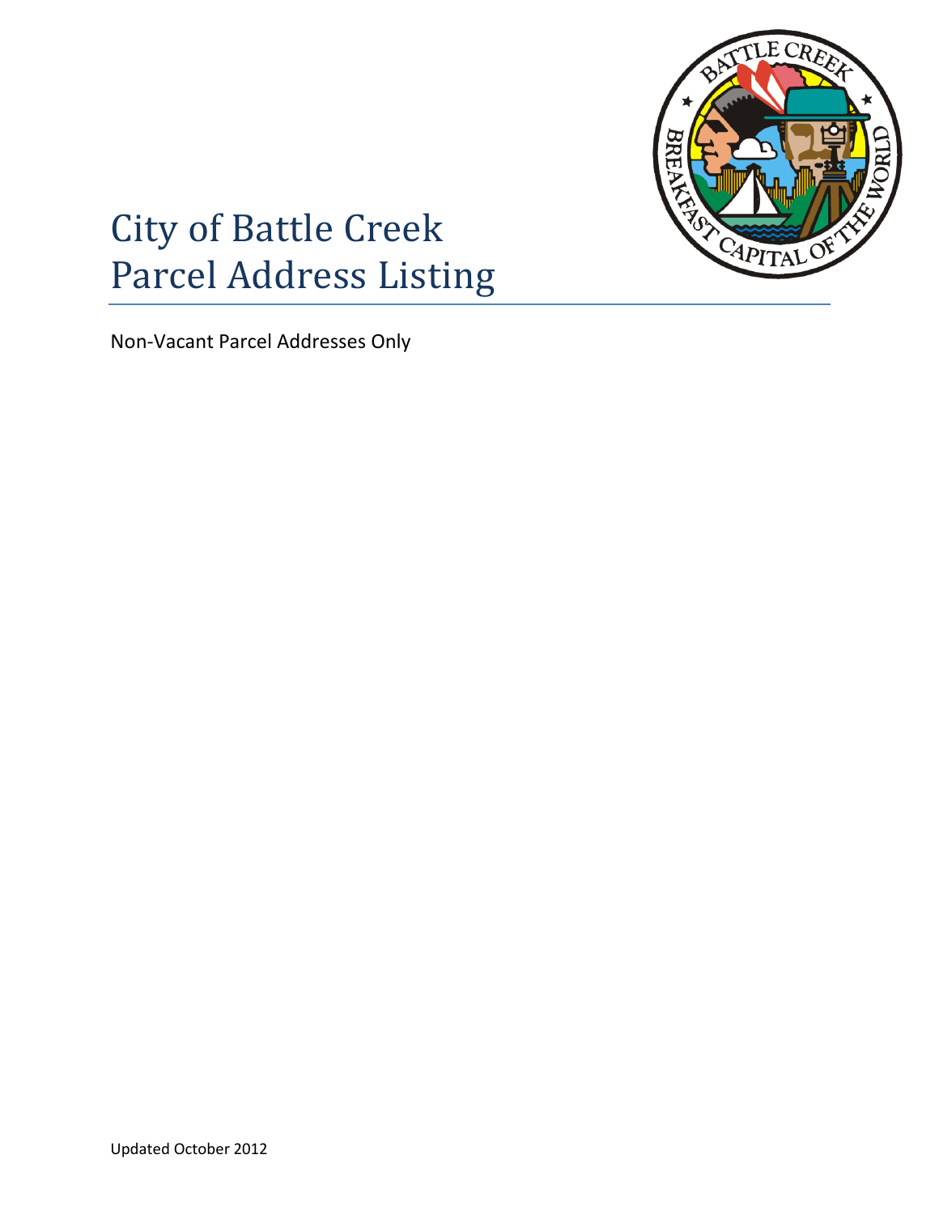# City of Battle Creek
# Parcel Address Listing

Non-Vacant Parcel Addresses Only

Updated October 2012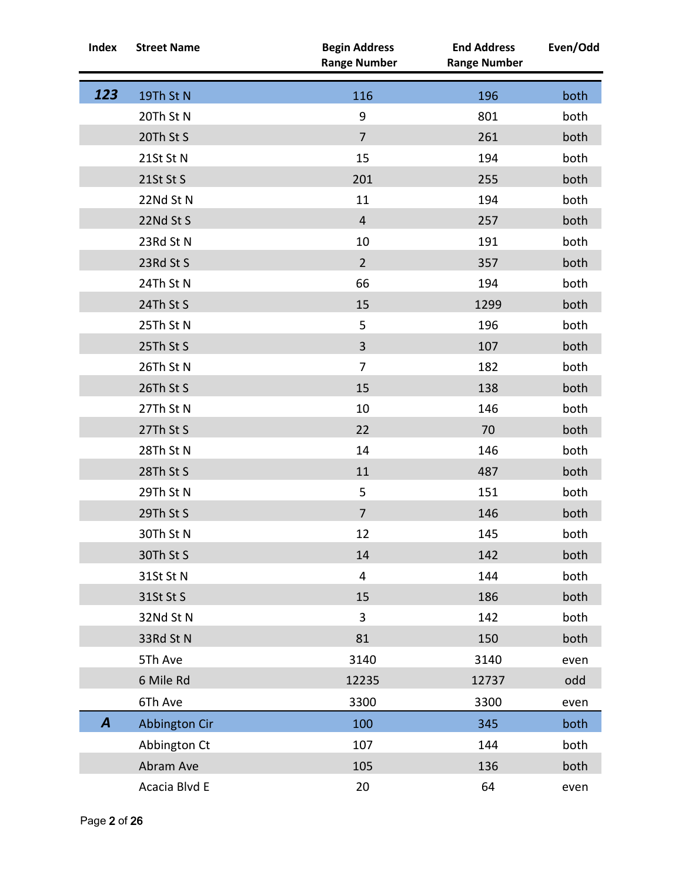| Index | Street Name | Begin Address Range Number | End Address Range Number | Even/Odd |
|---|---|---|---|---|
| ***123*** | 19Th St N | 116 | 196 | both |
| | 20Th St N | 9 | 801 | both |
| | 20Th St S | 7 | 261 | both |
| | 21St St N | 15 | 194 | both |
| | 21St St S | 201 | 255 | both |
| | 22Nd St N | 11 | 194 | both |
| | 22Nd St S | 4 | 257 | both |
| | 23Rd St N | 10 | 191 | both |
| | 23Rd St S | 2 | 357 | both |
| | 24Th St N | 66 | 194 | both |
| | 24Th St S | 15 | 1299 | both |
| | 25Th St N | 5 | 196 | both |
| | 25Th St S | 3 | 107 | both |
| | 26Th St N | 7 | 182 | both |
| | 26Th St S | 15 | 138 | both |
| | 27Th St N | 10 | 146 | both |
| | 27Th St S | 22 | 70 | both |
| | 28Th St N | 14 | 146 | both |
| | 28Th St S | 11 | 487 | both |
| | 29Th St N | 5 | 151 | both |
| | 29Th St S | 7 | 146 | both |
| | 30Th St N | 12 | 145 | both |
| | 30Th St S | 14 | 142 | both |
| | 31St St N | 4 | 144 | both |
| | 31St St S | 15 | 186 | both |
| | 32Nd St N | 3 | 142 | both |
| | 33Rd St N | 81 | 150 | both |
| | 5Th Ave | 3140 | 3140 | even |
| | 6 Mile Rd | 12235 | 12737 | odd |
| | 6Th Ave | 3300 | 3300 | even |
| ***A*** | Abbington Cir | 100 | 345 | both |
| | Abbington Ct | 107 | 144 | both |
| | Abram Ave | 105 | 136 | both |
| | Acacia Blvd E | 20 | 64 | even |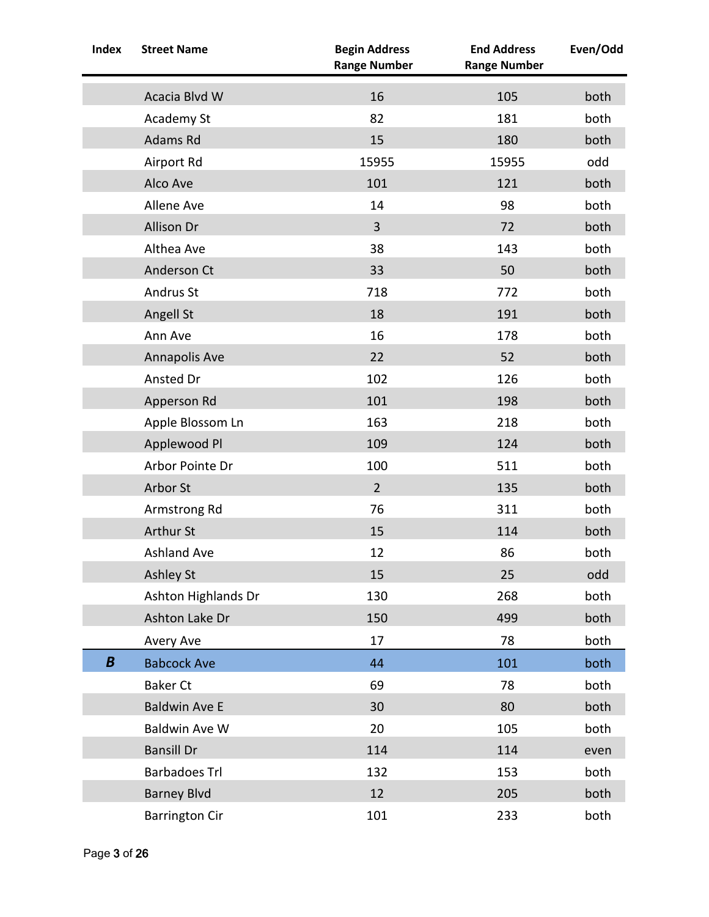| Index | Street Name | Begin Address Range Number | End Address Range Number | Even/Odd |
|---|---|---|---|---|
| | Acacia Blvd W | 16 | 105 | both |
| | Academy St | 82 | 181 | both |
| | Adams Rd | 15 | 180 | both |
| | Airport Rd | 15955 | 15955 | odd |
| | Alco Ave | 101 | 121 | both |
| | Allene Ave | 14 | 98 | both |
| | Allison Dr | 3 | 72 | both |
| | Althea Ave | 38 | 143 | both |
| | Anderson Ct | 33 | 50 | both |
| | Andrus St | 718 | 772 | both |
| | Angell St | 18 | 191 | both |
| | Ann Ave | 16 | 178 | both |
| | Annapolis Ave | 22 | 52 | both |
| | Ansted Dr | 102 | 126 | both |
| | Apperson Rd | 101 | 198 | both |
| | Apple Blossom Ln | 163 | 218 | both |
| | Applewood Pl | 109 | 124 | both |
| | Arbor Pointe Dr | 100 | 511 | both |
| | Arbor St | 2 | 135 | both |
| | Armstrong Rd | 76 | 311 | both |
| | Arthur St | 15 | 114 | both |
| | Ashland Ave | 12 | 86 | both |
| | Ashley St | 15 | 25 | odd |
| | Ashton Highlands Dr | 130 | 268 | both |
| | Ashton Lake Dr | 150 | 499 | both |
| | Avery Ave | 17 | 78 | both |
| ***B*** | Babcock Ave | 44 | 101 | both |
| | Baker Ct | 69 | 78 | both |
| | Baldwin Ave E | 30 | 80 | both |
| | Baldwin Ave W | 20 | 105 | both |
| | Bansill Dr | 114 | 114 | even |
| | Barbadoes Trl | 132 | 153 | both |
| | Barney Blvd | 12 | 205 | both |
| | Barrington Cir | 101 | 233 | both |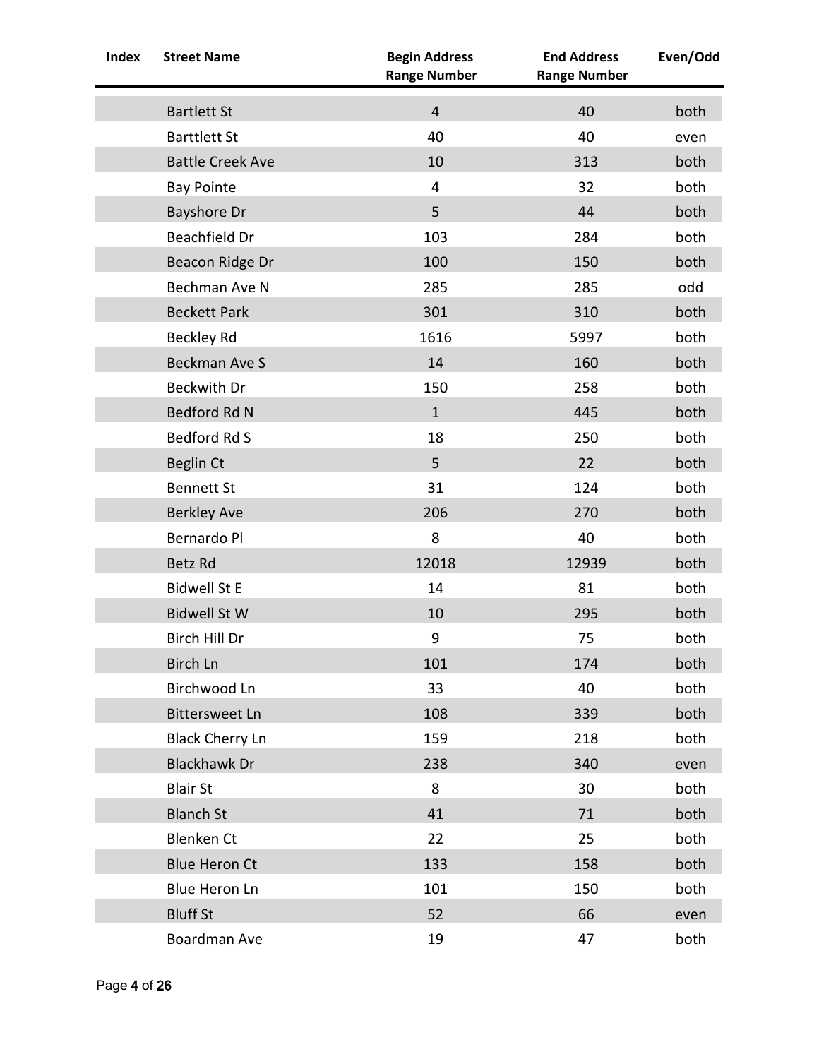| Index | Street Name | Begin Address Range Number | End Address Range Number | Even/Odd |
|---|---|---|---|---|
| | Bartlett St | 4 | 40 | both |
| | Barttlett St | 40 | 40 | even |
| | Battle Creek Ave | 10 | 313 | both |
| | Bay Pointe | 4 | 32 | both |
| | Bayshore Dr | 5 | 44 | both |
| | Beachfield Dr | 103 | 284 | both |
| | Beacon Ridge Dr | 100 | 150 | both |
| | Bechman Ave N | 285 | 285 | odd |
| | Beckett Park | 301 | 310 | both |
| | Beckley Rd | 1616 | 5997 | both |
| | Beckman Ave S | 14 | 160 | both |
| | Beckwith Dr | 150 | 258 | both |
| | Bedford Rd N | 1 | 445 | both |
| | Bedford Rd S | 18 | 250 | both |
| | Beglin Ct | 5 | 22 | both |
| | Bennett St | 31 | 124 | both |
| | Berkley Ave | 206 | 270 | both |
| | Bernardo Pl | 8 | 40 | both |
| | Betz Rd | 12018 | 12939 | both |
| | Bidwell St E | 14 | 81 | both |
| | Bidwell St W | 10 | 295 | both |
| | Birch Hill Dr | 9 | 75 | both |
| | Birch Ln | 101 | 174 | both |
| | Birchwood Ln | 33 | 40 | both |
| | Bittersweet Ln | 108 | 339 | both |
| | Black Cherry Ln | 159 | 218 | both |
| | Blackhawk Dr | 238 | 340 | even |
| | Blair St | 8 | 30 | both |
| | Blanch St | 41 | 71 | both |
| | Blenken Ct | 22 | 25 | both |
| | Blue Heron Ct | 133 | 158 | both |
| | Blue Heron Ln | 101 | 150 | both |
| | Bluff St | 52 | 66 | even |
| | Boardman Ave | 19 | 47 | both |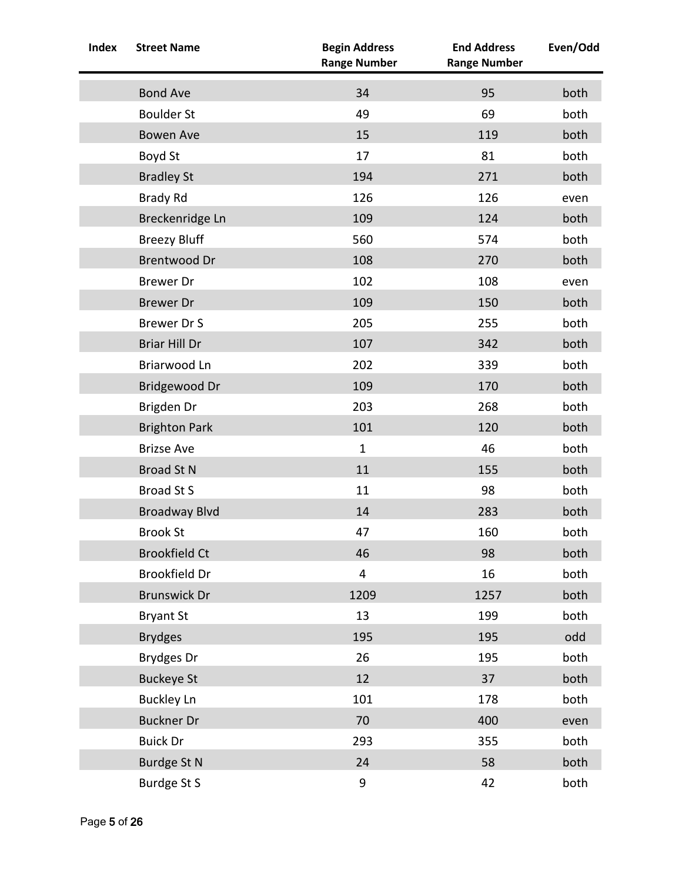| Index | Street Name | Begin Address Range Number | End Address Range Number | Even/Odd |
|---|---|---|---|---|
| | Bond Ave | 34 | 95 | both |
| | Boulder St | 49 | 69 | both |
| | Bowen Ave | 15 | 119 | both |
| | Boyd St | 17 | 81 | both |
| | Bradley St | 194 | 271 | both |
| | Brady Rd | 126 | 126 | even |
| | Breckenridge Ln | 109 | 124 | both |
| | Breezy Bluff | 560 | 574 | both |
| | Brentwood Dr | 108 | 270 | both |
| | Brewer Dr | 102 | 108 | even |
| | Brewer Dr | 109 | 150 | both |
| | Brewer Dr S | 205 | 255 | both |
| | Briar Hill Dr | 107 | 342 | both |
| | Briarwood Ln | 202 | 339 | both |
| | Bridgewood Dr | 109 | 170 | both |
| | Brigden Dr | 203 | 268 | both |
| | Brighton Park | 101 | 120 | both |
| | Brizse Ave | 1 | 46 | both |
| | Broad St N | 11 | 155 | both |
| | Broad St S | 11 | 98 | both |
| | Broadway Blvd | 14 | 283 | both |
| | Brook St | 47 | 160 | both |
| | Brookfield Ct | 46 | 98 | both |
| | Brookfield Dr | 4 | 16 | both |
| | Brunswick Dr | 1209 | 1257 | both |
| | Bryant St | 13 | 199 | both |
| | Brydges | 195 | 195 | odd |
| | Brydges Dr | 26 | 195 | both |
| | Buckeye St | 12 | 37 | both |
| | Buckley Ln | 101 | 178 | both |
| | Buckner Dr | 70 | 400 | even |
| | Buick Dr | 293 | 355 | both |
| | Burdge St N | 24 | 58 | both |
| | Burdge St S | 9 | 42 | both |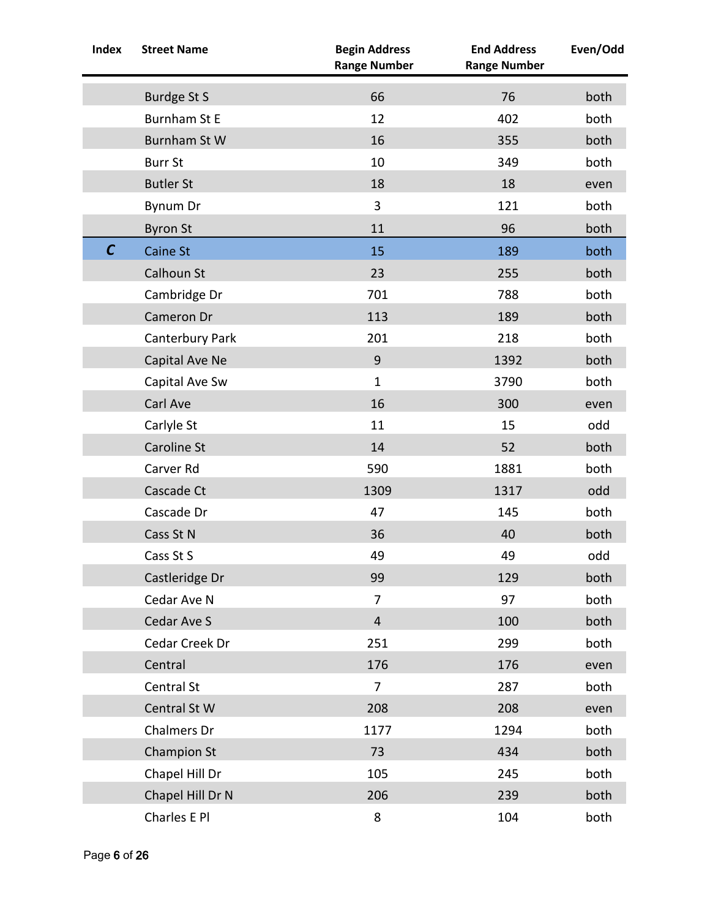| Index | Street Name | Begin Address Range Number | End Address Range Number | Even/Odd |
|---|---|---|---|---|
| | Burdge St S | 66 | 76 | both |
| | Burnham St E | 12 | 402 | both |
| | Burnham St W | 16 | 355 | both |
| | Burr St | 10 | 349 | both |
| | Butler St | 18 | 18 | even |
| | Bynum Dr | 3 | 121 | both |
| | Byron St | 11 | 96 | both |
| ***C*** | Caine St | 15 | 189 | both |
| | Calhoun St | 23 | 255 | both |
| | Cambridge Dr | 701 | 788 | both |
| | Cameron Dr | 113 | 189 | both |
| | Canterbury Park | 201 | 218 | both |
| | Capital Ave Ne | 9 | 1392 | both |
| | Capital Ave Sw | 1 | 3790 | both |
| | Carl Ave | 16 | 300 | even |
| | Carlyle St | 11 | 15 | odd |
| | Caroline St | 14 | 52 | both |
| | Carver Rd | 590 | 1881 | both |
| | Cascade Ct | 1309 | 1317 | odd |
| | Cascade Dr | 47 | 145 | both |
| | Cass St N | 36 | 40 | both |
| | Cass St S | 49 | 49 | odd |
| | Castleridge Dr | 99 | 129 | both |
| | Cedar Ave N | 7 | 97 | both |
| | Cedar Ave S | 4 | 100 | both |
| | Cedar Creek Dr | 251 | 299 | both |
| | Central | 176 | 176 | even |
| | Central St | 7 | 287 | both |
| | Central St W | 208 | 208 | even |
| | Chalmers Dr | 1177 | 1294 | both |
| | Champion St | 73 | 434 | both |
| | Chapel Hill Dr | 105 | 245 | both |
| | Chapel Hill Dr N | 206 | 239 | both |
| | Charles E Pl | 8 | 104 | both |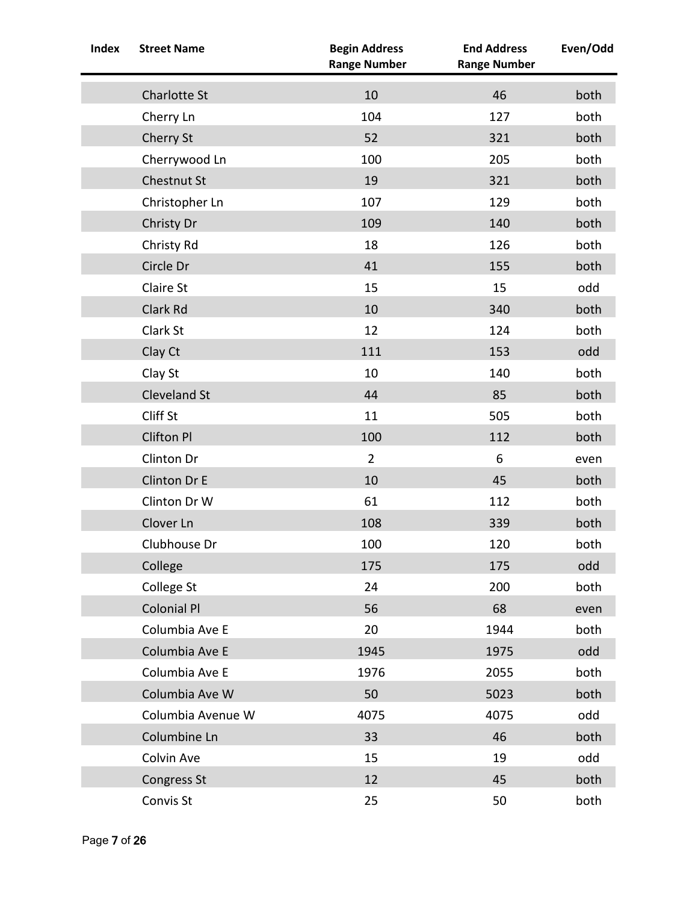| Index | Street Name | Begin Address Range Number | End Address Range Number | Even/Odd |
|---|---|---|---|---|
| | Charlotte St | 10 | 46 | both |
| | Cherry Ln | 104 | 127 | both |
| | Cherry St | 52 | 321 | both |
| | Cherrywood Ln | 100 | 205 | both |
| | Chestnut St | 19 | 321 | both |
| | Christopher Ln | 107 | 129 | both |
| | Christy Dr | 109 | 140 | both |
| | Christy Rd | 18 | 126 | both |
| | Circle Dr | 41 | 155 | both |
| | Claire St | 15 | 15 | odd |
| | Clark Rd | 10 | 340 | both |
| | Clark St | 12 | 124 | both |
| | Clay Ct | 111 | 153 | odd |
| | Clay St | 10 | 140 | both |
| | Cleveland St | 44 | 85 | both |
| | Cliff St | 11 | 505 | both |
| | Clifton Pl | 100 | 112 | both |
| | Clinton Dr | 2 | 6 | even |
| | Clinton Dr E | 10 | 45 | both |
| | Clinton Dr W | 61 | 112 | both |
| | Clover Ln | 108 | 339 | both |
| | Clubhouse Dr | 100 | 120 | both |
| | College | 175 | 175 | odd |
| | College St | 24 | 200 | both |
| | Colonial Pl | 56 | 68 | even |
| | Columbia Ave E | 20 | 1944 | both |
| | Columbia Ave E | 1945 | 1975 | odd |
| | Columbia Ave E | 1976 | 2055 | both |
| | Columbia Ave W | 50 | 5023 | both |
| | Columbia Avenue W | 4075 | 4075 | odd |
| | Columbine Ln | 33 | 46 | both |
| | Colvin Ave | 15 | 19 | odd |
| | Congress St | 12 | 45 | both |
| | Convis St | 25 | 50 | both |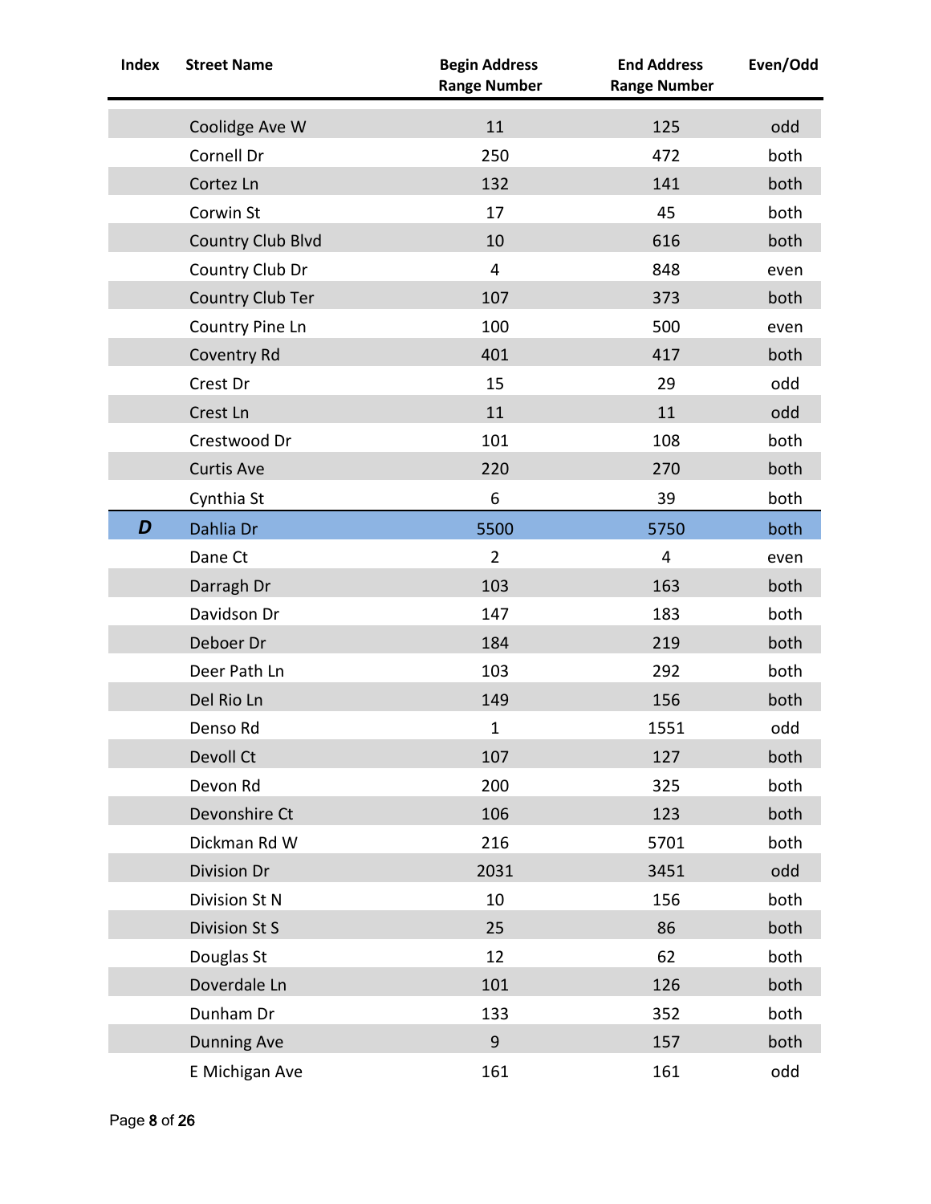| Index | Street Name | Begin Address Range Number | End Address Range Number | Even/Odd |
|---|---|---|---|---|
| | Coolidge Ave W | 11 | 125 | odd |
| | Cornell Dr | 250 | 472 | both |
| | Cortez Ln | 132 | 141 | both |
| | Corwin St | 17 | 45 | both |
| | Country Club Blvd | 10 | 616 | both |
| | Country Club Dr | 4 | 848 | even |
| | Country Club Ter | 107 | 373 | both |
| | Country Pine Ln | 100 | 500 | even |
| | Coventry Rd | 401 | 417 | both |
| | Crest Dr | 15 | 29 | odd |
| | Crest Ln | 11 | 11 | odd |
| | Crestwood Dr | 101 | 108 | both |
| | Curtis Ave | 220 | 270 | both |
| | Cynthia St | 6 | 39 | both |
| ***D*** | Dahlia Dr | 5500 | 5750 | both |
| | Dane Ct | 2 | 4 | even |
| | Darragh Dr | 103 | 163 | both |
| | Davidson Dr | 147 | 183 | both |
| | Deboer Dr | 184 | 219 | both |
| | Deer Path Ln | 103 | 292 | both |
| | Del Rio Ln | 149 | 156 | both |
| | Denso Rd | 1 | 1551 | odd |
| | Devoll Ct | 107 | 127 | both |
| | Devon Rd | 200 | 325 | both |
| | Devonshire Ct | 106 | 123 | both |
| | Dickman Rd W | 216 | 5701 | both |
| | Division Dr | 2031 | 3451 | odd |
| | Division St N | 10 | 156 | both |
| | Division St S | 25 | 86 | both |
| | Douglas St | 12 | 62 | both |
| | Doverdale Ln | 101 | 126 | both |
| | Dunham Dr | 133 | 352 | both |
| | Dunning Ave | 9 | 157 | both |
| | E Michigan Ave | 161 | 161 | odd |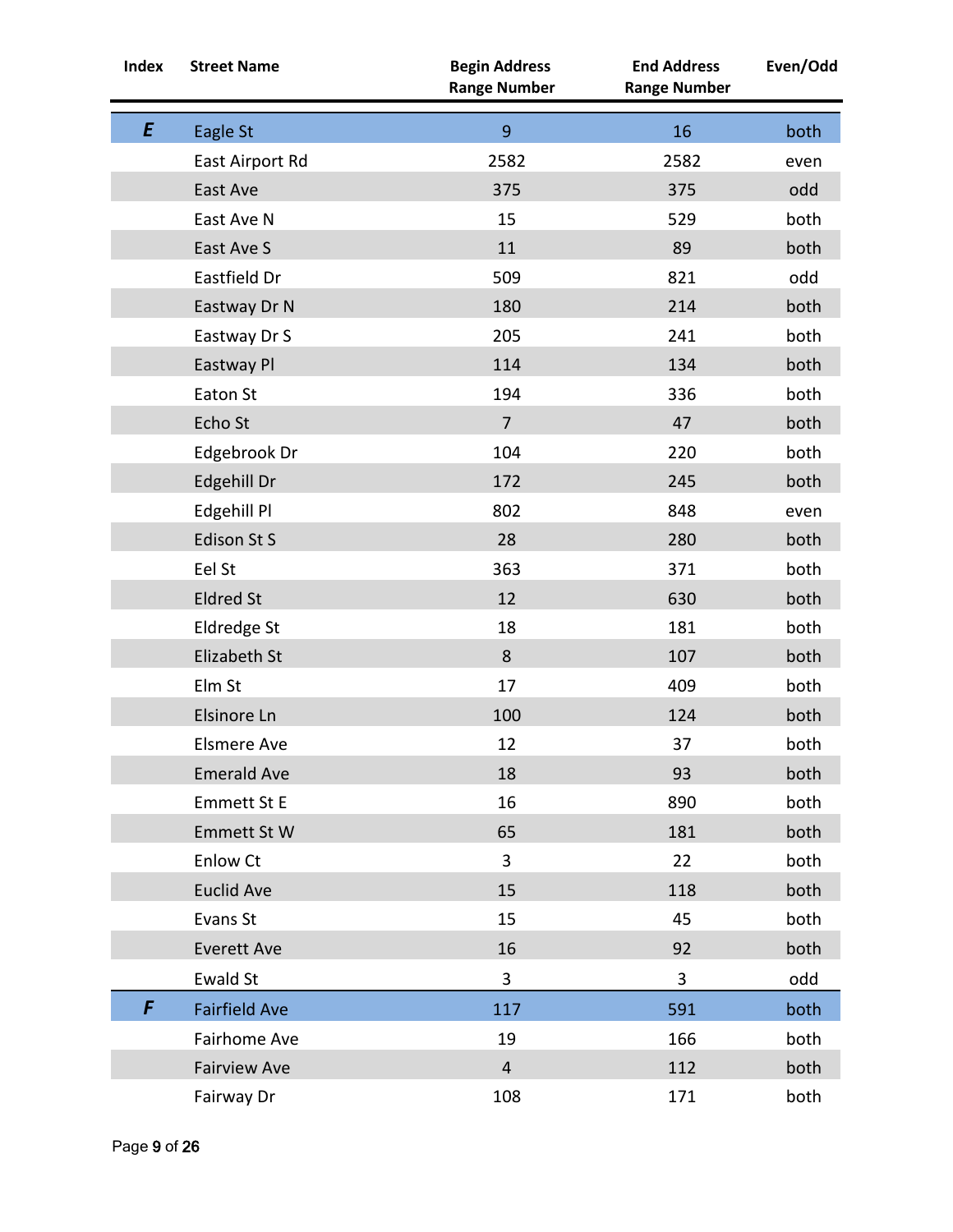| Index | Street Name | Begin Address Range Number | End Address Range Number | Even/Odd |
|---|---|---|---|---|
| ***E*** | Eagle St | 9 | 16 | both |
| | East Airport Rd | 2582 | 2582 | even |
| | East Ave | 375 | 375 | odd |
| | East Ave N | 15 | 529 | both |
| | East Ave S | 11 | 89 | both |
| | Eastfield Dr | 509 | 821 | odd |
| | Eastway Dr N | 180 | 214 | both |
| | Eastway Dr S | 205 | 241 | both |
| | Eastway Pl | 114 | 134 | both |
| | Eaton St | 194 | 336 | both |
| | Echo St | 7 | 47 | both |
| | Edgebrook Dr | 104 | 220 | both |
| | Edgehill Dr | 172 | 245 | both |
| | Edgehill Pl | 802 | 848 | even |
| | Edison St S | 28 | 280 | both |
| | Eel St | 363 | 371 | both |
| | Eldred St | 12 | 630 | both |
| | Eldredge St | 18 | 181 | both |
| | Elizabeth St | 8 | 107 | both |
| | Elm St | 17 | 409 | both |
| | Elsinore Ln | 100 | 124 | both |
| | Elsmere Ave | 12 | 37 | both |
| | Emerald Ave | 18 | 93 | both |
| | Emmett St E | 16 | 890 | both |
| | Emmett St W | 65 | 181 | both |
| | Enlow Ct | 3 | 22 | both |
| | Euclid Ave | 15 | 118 | both |
| | Evans St | 15 | 45 | both |
| | Everett Ave | 16 | 92 | both |
| | Ewald St | 3 | 3 | odd |
| ***F*** | Fairfield Ave | 117 | 591 | both |
| | Fairhome Ave | 19 | 166 | both |
| | Fairview Ave | 4 | 112 | both |
| | Fairway Dr | 108 | 171 | both |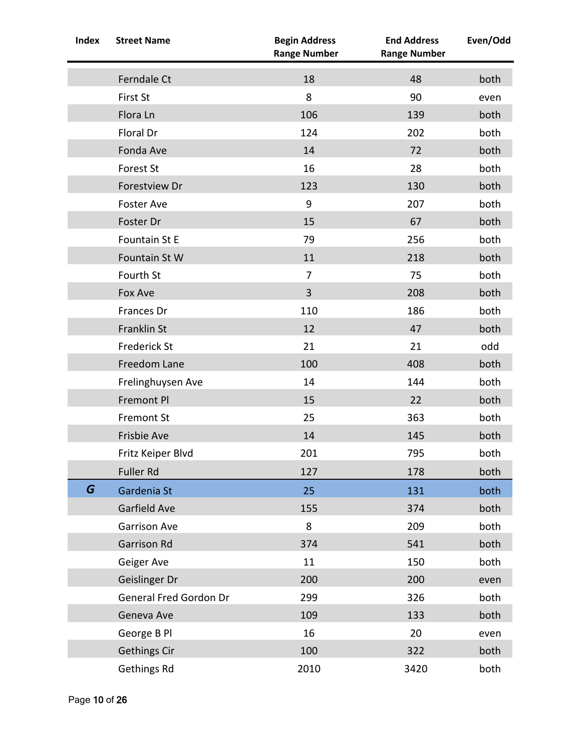| Index | Street Name | Begin Address Range Number | End Address Range Number | Even/Odd |
|---|---|---|---|---|
| | Ferndale Ct | 18 | 48 | both |
| | First St | 8 | 90 | even |
| | Flora Ln | 106 | 139 | both |
| | Floral Dr | 124 | 202 | both |
| | Fonda Ave | 14 | 72 | both |
| | Forest St | 16 | 28 | both |
| | Forestview Dr | 123 | 130 | both |
| | Foster Ave | 9 | 207 | both |
| | Foster Dr | 15 | 67 | both |
| | Fountain St E | 79 | 256 | both |
| | Fountain St W | 11 | 218 | both |
| | Fourth St | 7 | 75 | both |
| | Fox Ave | 3 | 208 | both |
| | Frances Dr | 110 | 186 | both |
| | Franklin St | 12 | 47 | both |
| | Frederick St | 21 | 21 | odd |
| | Freedom Lane | 100 | 408 | both |
| | Frelinghuysen Ave | 14 | 144 | both |
| | Fremont Pl | 15 | 22 | both |
| | Fremont St | 25 | 363 | both |
| | Frisbie Ave | 14 | 145 | both |
| | Fritz Keiper Blvd | 201 | 795 | both |
| | Fuller Rd | 127 | 178 | both |
| ***G*** | Gardenia St | 25 | 131 | both |
| | Garfield Ave | 155 | 374 | both |
| | Garrison Ave | 8 | 209 | both |
| | Garrison Rd | 374 | 541 | both |
| | Geiger Ave | 11 | 150 | both |
| | Geislinger Dr | 200 | 200 | even |
| | General Fred Gordon Dr | 299 | 326 | both |
| | Geneva Ave | 109 | 133 | both |
| | George B Pl | 16 | 20 | even |
| | Gethings Cir | 100 | 322 | both |
| | Gethings Rd | 2010 | 3420 | both |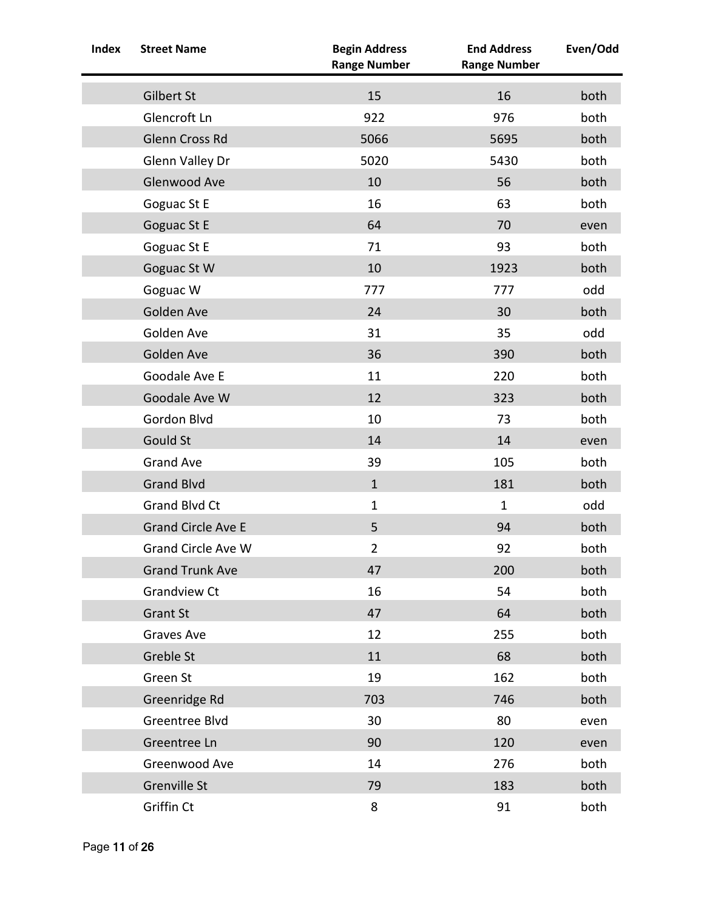| Index | Street Name | Begin Address Range Number | End Address Range Number | Even/Odd |
|---|---|---|---|---|
| | Gilbert St | 15 | 16 | both |
| | Glencroft Ln | 922 | 976 | both |
| | Glenn Cross Rd | 5066 | 5695 | both |
| | Glenn Valley Dr | 5020 | 5430 | both |
| | Glenwood Ave | 10 | 56 | both |
| | Goguac St E | 16 | 63 | both |
| | Goguac St E | 64 | 70 | even |
| | Goguac St E | 71 | 93 | both |
| | Goguac St W | 10 | 1923 | both |
| | Goguac W | 777 | 777 | odd |
| | Golden Ave | 24 | 30 | both |
| | Golden Ave | 31 | 35 | odd |
| | Golden Ave | 36 | 390 | both |
| | Goodale Ave E | 11 | 220 | both |
| | Goodale Ave W | 12 | 323 | both |
| | Gordon Blvd | 10 | 73 | both |
| | Gould St | 14 | 14 | even |
| | Grand Ave | 39 | 105 | both |
| | Grand Blvd | 1 | 181 | both |
| | Grand Blvd Ct | 1 | 1 | odd |
| | Grand Circle Ave E | 5 | 94 | both |
| | Grand Circle Ave W | 2 | 92 | both |
| | Grand Trunk Ave | 47 | 200 | both |
| | Grandview Ct | 16 | 54 | both |
| | Grant St | 47 | 64 | both |
| | Graves Ave | 12 | 255 | both |
| | Greble St | 11 | 68 | both |
| | Green St | 19 | 162 | both |
| | Greenridge Rd | 703 | 746 | both |
| | Greentree Blvd | 30 | 80 | even |
| | Greentree Ln | 90 | 120 | even |
| | Greenwood Ave | 14 | 276 | both |
| | Grenville St | 79 | 183 | both |
| | Griffin Ct | 8 | 91 | both |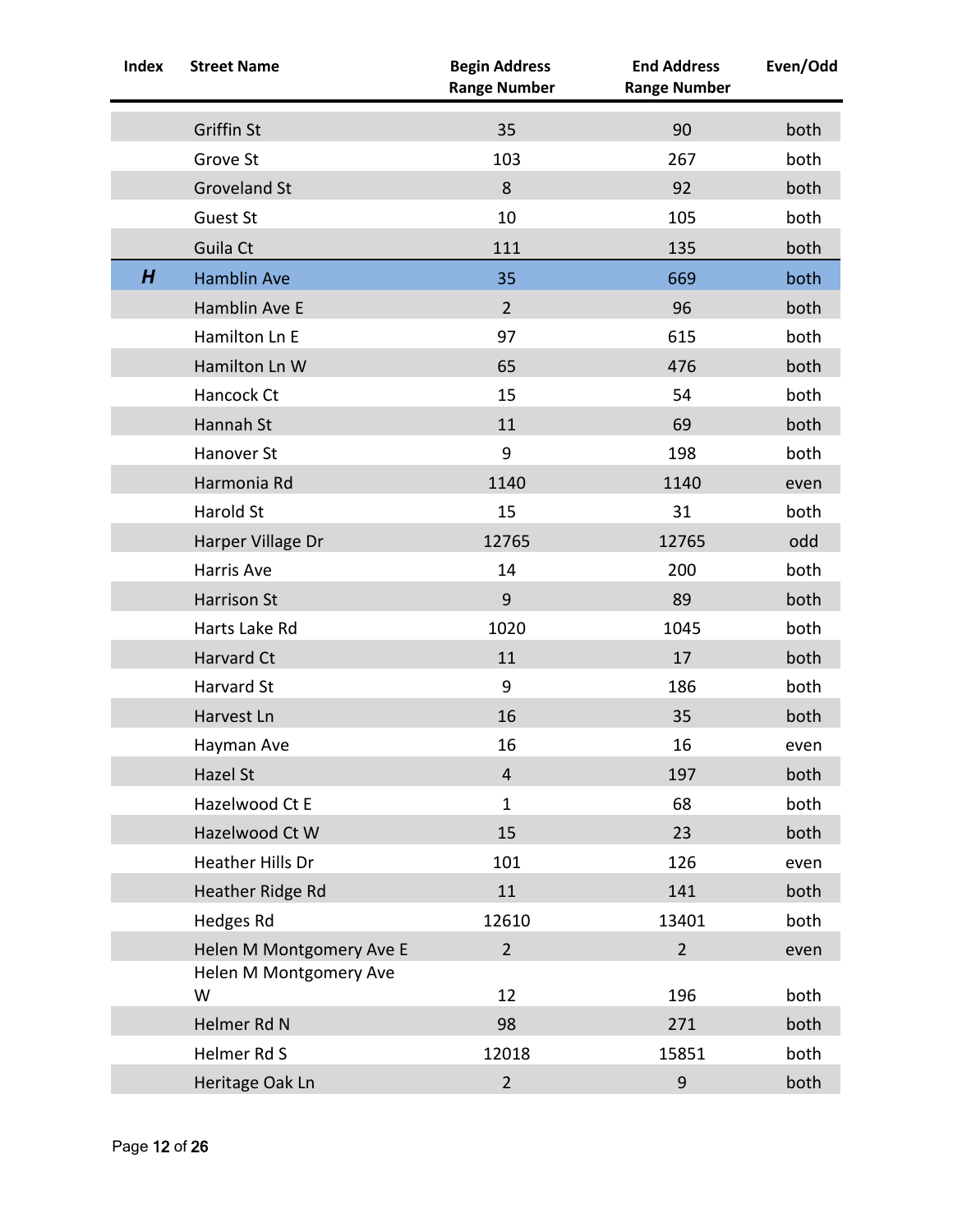| Index | Street Name | Begin Address Range Number | End Address Range Number | Even/Odd |
|---|---|---|---|---|
| | Griffin St | 35 | 90 | both |
| | Grove St | 103 | 267 | both |
| | Groveland St | 8 | 92 | both |
| | Guest St | 10 | 105 | both |
| | Guila Ct | 111 | 135 | both |
| ***H*** | Hamblin Ave | 35 | 669 | both |
| | Hamblin Ave E | 2 | 96 | both |
| | Hamilton Ln E | 97 | 615 | both |
| | Hamilton Ln W | 65 | 476 | both |
| | Hancock Ct | 15 | 54 | both |
| | Hannah St | 11 | 69 | both |
| | Hanover St | 9 | 198 | both |
| | Harmonia Rd | 1140 | 1140 | even |
| | Harold St | 15 | 31 | both |
| | Harper Village Dr | 12765 | 12765 | odd |
| | Harris Ave | 14 | 200 | both |
| | Harrison St | 9 | 89 | both |
| | Harts Lake Rd | 1020 | 1045 | both |
| | Harvard Ct | 11 | 17 | both |
| | Harvard St | 9 | 186 | both |
| | Harvest Ln | 16 | 35 | both |
| | Hayman Ave | 16 | 16 | even |
| | Hazel St | 4 | 197 | both |
| | Hazelwood Ct E | 1 | 68 | both |
| | Hazelwood Ct W | 15 | 23 | both |
| | Heather Hills Dr | 101 | 126 | even |
| | Heather Ridge Rd | 11 | 141 | both |
| | Hedges Rd | 12610 | 13401 | both |
| | Helen M Montgomery Ave E | 2 | 2 | even |
| | Helen M Montgomery Ave W | 12 | 196 | both |
| | Helmer Rd N | 98 | 271 | both |
| | Helmer Rd S | 12018 | 15851 | both |
| | Heritage Oak Ln | 2 | 9 | both |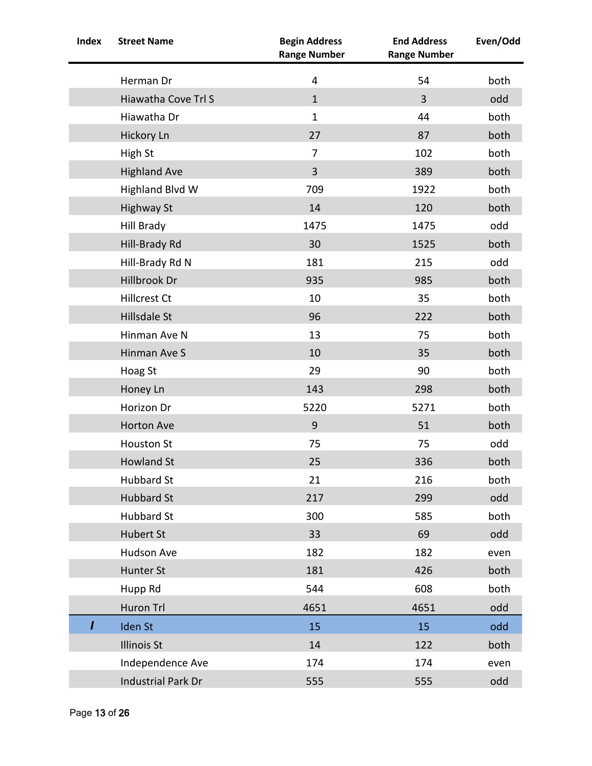| Index | Street Name | Begin Address Range Number | End Address Range Number | Even/Odd |
|---|---|---|---|---|
| | Herman Dr | 4 | 54 | both |
| | Hiawatha Cove Trl S | 1 | 3 | odd |
| | Hiawatha Dr | 1 | 44 | both |
| | Hickory Ln | 27 | 87 | both |
| | High St | 7 | 102 | both |
| | Highland Ave | 3 | 389 | both |
| | Highland Blvd W | 709 | 1922 | both |
| | Highway St | 14 | 120 | both |
| | Hill Brady | 1475 | 1475 | odd |
| | Hill-Brady Rd | 30 | 1525 | both |
| | Hill-Brady Rd N | 181 | 215 | odd |
| | Hillbrook Dr | 935 | 985 | both |
| | Hillcrest Ct | 10 | 35 | both |
| | Hillsdale St | 96 | 222 | both |
| | Hinman Ave N | 13 | 75 | both |
| | Hinman Ave S | 10 | 35 | both |
| | Hoag St | 29 | 90 | both |
| | Honey Ln | 143 | 298 | both |
| | Horizon Dr | 5220 | 5271 | both |
| | Horton Ave | 9 | 51 | both |
| | Houston St | 75 | 75 | odd |
| | Howland St | 25 | 336 | both |
| | Hubbard St | 21 | 216 | both |
| | Hubbard St | 217 | 299 | odd |
| | Hubbard St | 300 | 585 | both |
| | Hubert St | 33 | 69 | odd |
| | Hudson Ave | 182 | 182 | even |
| | Hunter St | 181 | 426 | both |
| | Hupp Rd | 544 | 608 | both |
| | Huron Trl | 4651 | 4651 | odd |
| ***I*** | Iden St | 15 | 15 | odd |
| | Illinois St | 14 | 122 | both |
| | Independence Ave | 174 | 174 | even |
| | Industrial Park Dr | 555 | 555 | odd |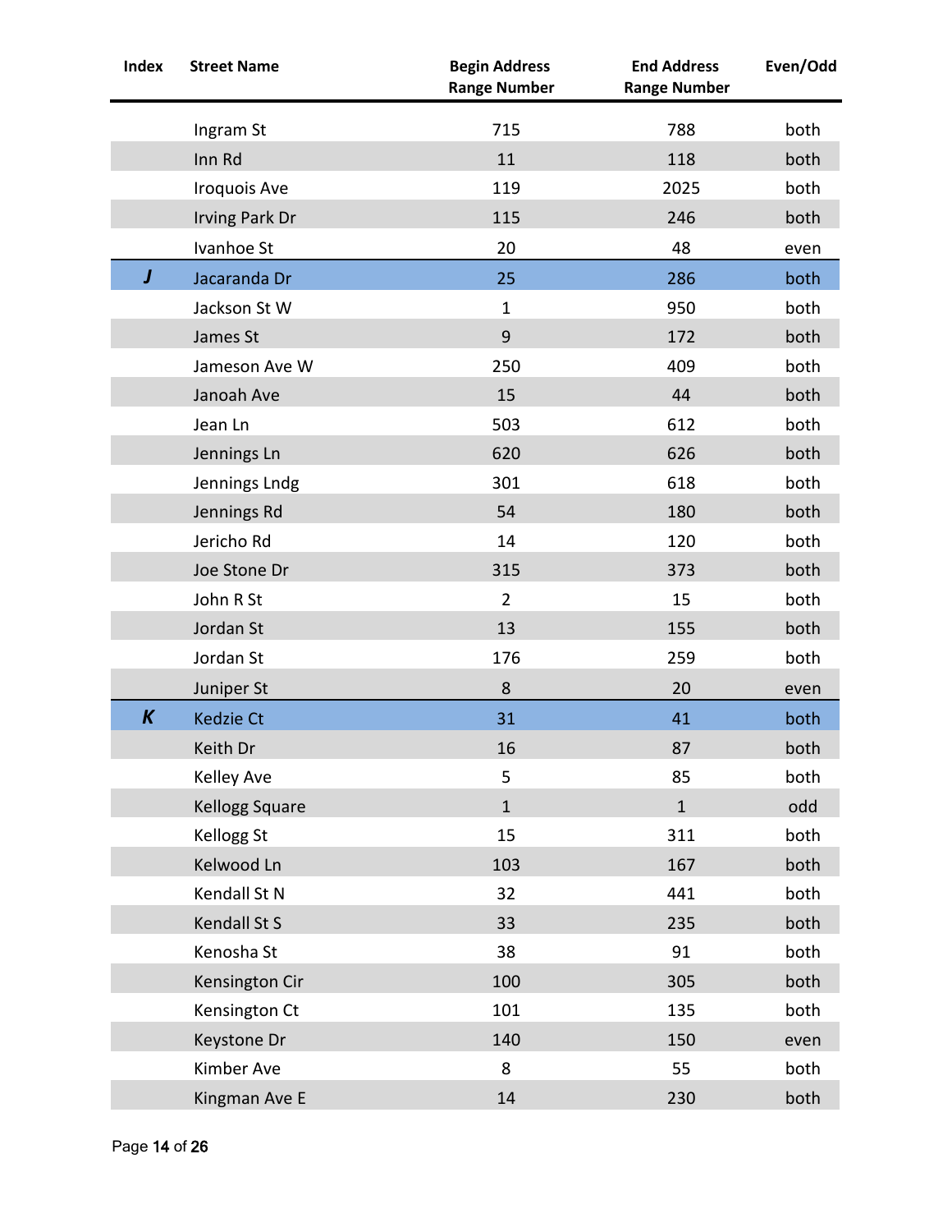| Index | Street Name | Begin Address Range Number | End Address Range Number | Even/Odd |
|---|---|---|---|---|
| | Ingram St | 715 | 788 | both |
| | Inn Rd | 11 | 118 | both |
| | Iroquois Ave | 119 | 2025 | both |
| | Irving Park Dr | 115 | 246 | both |
| | Ivanhoe St | 20 | 48 | even |
| ***J*** | Jacaranda Dr | 25 | 286 | both |
| | Jackson St W | 1 | 950 | both |
| | James St | 9 | 172 | both |
| | Jameson Ave W | 250 | 409 | both |
| | Janoah Ave | 15 | 44 | both |
| | Jean Ln | 503 | 612 | both |
| | Jennings Ln | 620 | 626 | both |
| | Jennings Lndg | 301 | 618 | both |
| | Jennings Rd | 54 | 180 | both |
| | Jericho Rd | 14 | 120 | both |
| | Joe Stone Dr | 315 | 373 | both |
| | John R St | 2 | 15 | both |
| | Jordan St | 13 | 155 | both |
| | Jordan St | 176 | 259 | both |
| | Juniper St | 8 | 20 | even |
| ***K*** | Kedzie Ct | 31 | 41 | both |
| | Keith Dr | 16 | 87 | both |
| | Kelley Ave | 5 | 85 | both |
| | Kellogg Square | 1 | 1 | odd |
| | Kellogg St | 15 | 311 | both |
| | Kelwood Ln | 103 | 167 | both |
| | Kendall St N | 32 | 441 | both |
| | Kendall St S | 33 | 235 | both |
| | Kenosha St | 38 | 91 | both |
| | Kensington Cir | 100 | 305 | both |
| | Kensington Ct | 101 | 135 | both |
| | Keystone Dr | 140 | 150 | even |
| | Kimber Ave | 8 | 55 | both |
| | Kingman Ave E | 14 | 230 | both |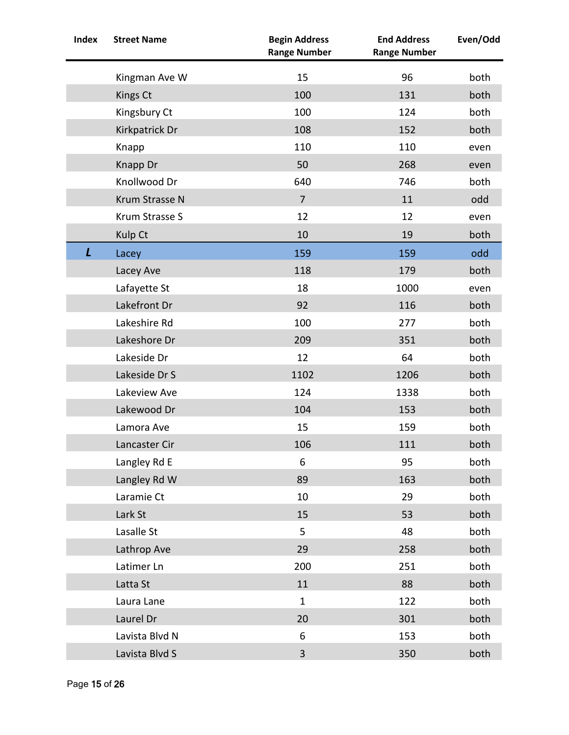| Index | Street Name | Begin Address Range Number | End Address Range Number | Even/Odd |
|---|---|---|---|---|
| | Kingman Ave W | 15 | 96 | both |
| | Kings Ct | 100 | 131 | both |
| | Kingsbury Ct | 100 | 124 | both |
| | Kirkpatrick Dr | 108 | 152 | both |
| | Knapp | 110 | 110 | even |
| | Knapp Dr | 50 | 268 | even |
| | Knollwood Dr | 640 | 746 | both |
| | Krum Strasse N | 7 | 11 | odd |
| | Krum Strasse S | 12 | 12 | even |
| | Kulp Ct | 10 | 19 | both |
| ***L*** | Lacey | 159 | 159 | odd |
| | Lacey Ave | 118 | 179 | both |
| | Lafayette St | 18 | 1000 | even |
| | Lakefront Dr | 92 | 116 | both |
| | Lakeshire Rd | 100 | 277 | both |
| | Lakeshore Dr | 209 | 351 | both |
| | Lakeside Dr | 12 | 64 | both |
| | Lakeside Dr S | 1102 | 1206 | both |
| | Lakeview Ave | 124 | 1338 | both |
| | Lakewood Dr | 104 | 153 | both |
| | Lamora Ave | 15 | 159 | both |
| | Lancaster Cir | 106 | 111 | both |
| | Langley Rd E | 6 | 95 | both |
| | Langley Rd W | 89 | 163 | both |
| | Laramie Ct | 10 | 29 | both |
| | Lark St | 15 | 53 | both |
| | Lasalle St | 5 | 48 | both |
| | Lathrop Ave | 29 | 258 | both |
| | Latimer Ln | 200 | 251 | both |
| | Latta St | 11 | 88 | both |
| | Laura Lane | 1 | 122 | both |
| | Laurel Dr | 20 | 301 | both |
| | Lavista Blvd N | 6 | 153 | both |
| | Lavista Blvd S | 3 | 350 | both |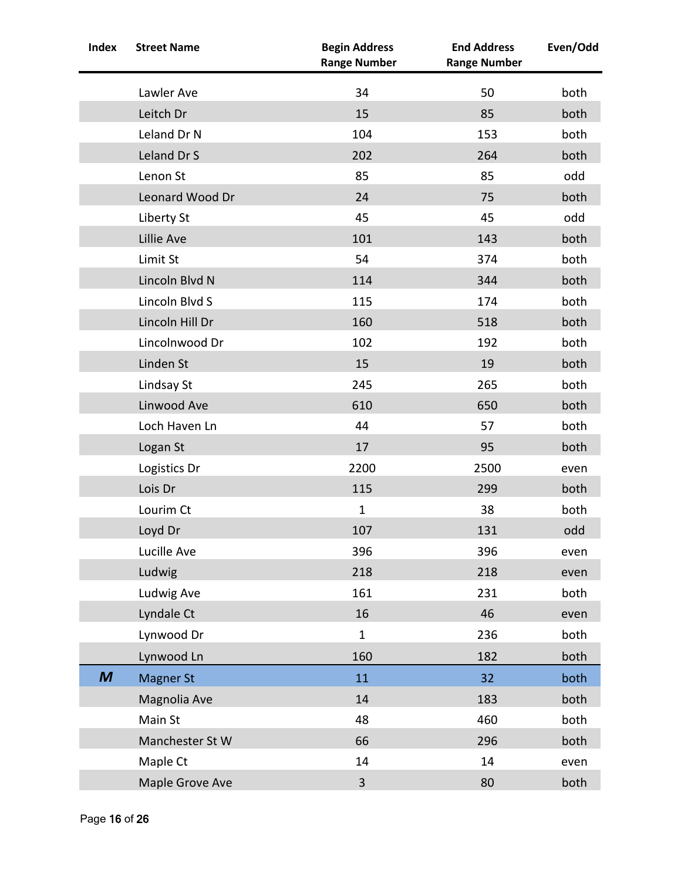| Index | Street Name | Begin Address Range Number | End Address Range Number | Even/Odd |
|---|---|---|---|---|
| | Lawler Ave | 34 | 50 | both |
| | Leitch Dr | 15 | 85 | both |
| | Leland Dr N | 104 | 153 | both |
| | Leland Dr S | 202 | 264 | both |
| | Lenon St | 85 | 85 | odd |
| | Leonard Wood Dr | 24 | 75 | both |
| | Liberty St | 45 | 45 | odd |
| | Lillie Ave | 101 | 143 | both |
| | Limit St | 54 | 374 | both |
| | Lincoln Blvd N | 114 | 344 | both |
| | Lincoln Blvd S | 115 | 174 | both |
| | Lincoln Hill Dr | 160 | 518 | both |
| | Lincolnwood Dr | 102 | 192 | both |
| | Linden St | 15 | 19 | both |
| | Lindsay St | 245 | 265 | both |
| | Linwood Ave | 610 | 650 | both |
| | Loch Haven Ln | 44 | 57 | both |
| | Logan St | 17 | 95 | both |
| | Logistics Dr | 2200 | 2500 | even |
| | Lois Dr | 115 | 299 | both |
| | Lourim Ct | 1 | 38 | both |
| | Loyd Dr | 107 | 131 | odd |
| | Lucille Ave | 396 | 396 | even |
| | Ludwig | 218 | 218 | even |
| | Ludwig Ave | 161 | 231 | both |
| | Lyndale Ct | 16 | 46 | even |
| | Lynwood Dr | 1 | 236 | both |
| | Lynwood Ln | 160 | 182 | both |
| ***M*** | Magner St | 11 | 32 | both |
| | Magnolia Ave | 14 | 183 | both |
| | Main St | 48 | 460 | both |
| | Manchester St W | 66 | 296 | both |
| | Maple Ct | 14 | 14 | even |
| | Maple Grove Ave | 3 | 80 | both |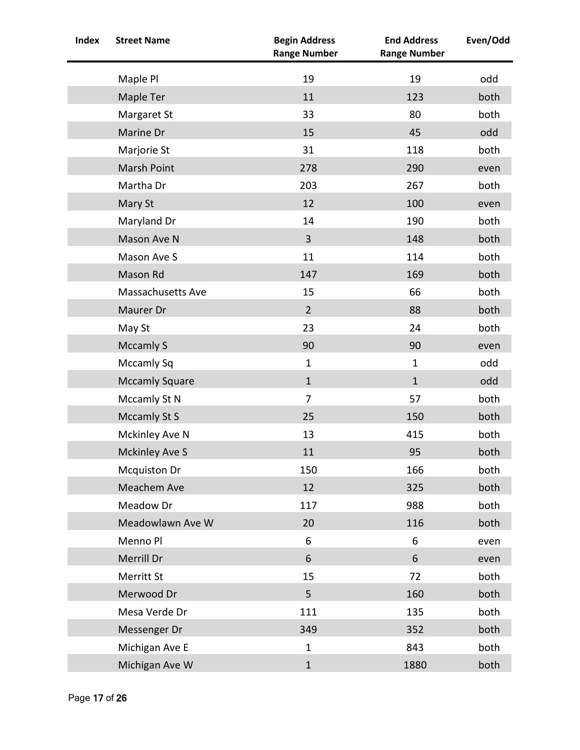| Index | Street Name | Begin Address Range Number | End Address Range Number | Even/Odd |
|---|---|---|---|---|
| | Maple Pl | 19 | 19 | odd |
| | Maple Ter | 11 | 123 | both |
| | Margaret St | 33 | 80 | both |
| | Marine Dr | 15 | 45 | odd |
| | Marjorie St | 31 | 118 | both |
| | Marsh Point | 278 | 290 | even |
| | Martha Dr | 203 | 267 | both |
| | Mary St | 12 | 100 | even |
| | Maryland Dr | 14 | 190 | both |
| | Mason Ave N | 3 | 148 | both |
| | Mason Ave S | 11 | 114 | both |
| | Mason Rd | 147 | 169 | both |
| | Massachusetts Ave | 15 | 66 | both |
| | Maurer Dr | 2 | 88 | both |
| | May St | 23 | 24 | both |
| | Mccamly S | 90 | 90 | even |
| | Mccamly Sq | 1 | 1 | odd |
| | Mccamly Square | 1 | 1 | odd |
| | Mccamly St N | 7 | 57 | both |
| | Mccamly St S | 25 | 150 | both |
| | Mckinley Ave N | 13 | 415 | both |
| | Mckinley Ave S | 11 | 95 | both |
| | Mcquiston Dr | 150 | 166 | both |
| | Meachem Ave | 12 | 325 | both |
| | Meadow Dr | 117 | 988 | both |
| | Meadowlawn Ave W | 20 | 116 | both |
| | Menno Pl | 6 | 6 | even |
| | Merrill Dr | 6 | 6 | even |
| | Merritt St | 15 | 72 | both |
| | Merwood Dr | 5 | 160 | both |
| | Mesa Verde Dr | 111 | 135 | both |
| | Messenger Dr | 349 | 352 | both |
| | Michigan Ave E | 1 | 843 | both |
| | Michigan Ave W | 1 | 1880 | both |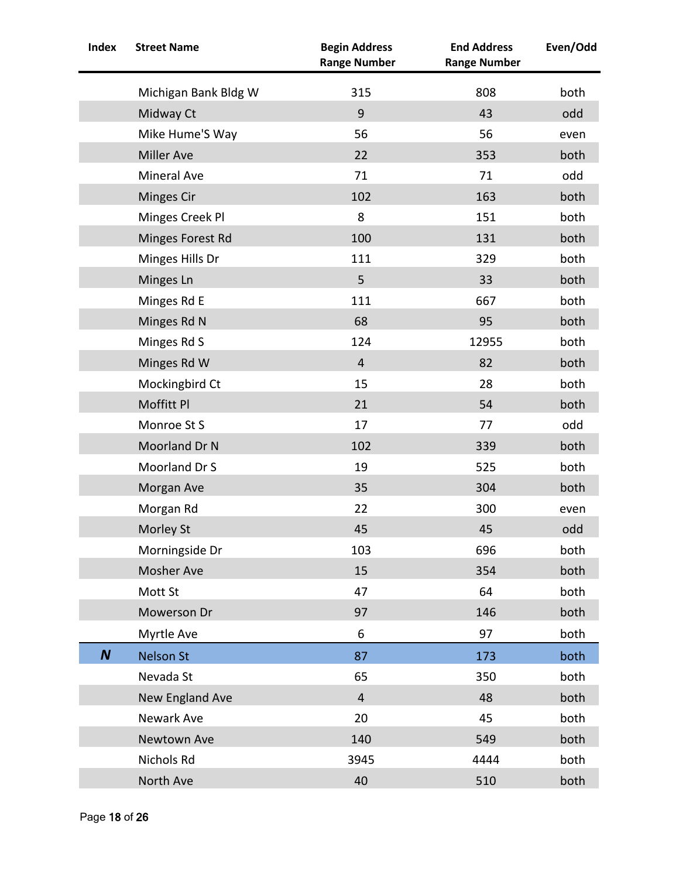| Index | Street Name | Begin Address Range Number | End Address Range Number | Even/Odd |
|---|---|---|---|---|
| | Michigan Bank Bldg W | 315 | 808 | both |
| | Midway Ct | 9 | 43 | odd |
| | Mike Hume'S Way | 56 | 56 | even |
| | Miller Ave | 22 | 353 | both |
| | Mineral Ave | 71 | 71 | odd |
| | Minges Cir | 102 | 163 | both |
| | Minges Creek Pl | 8 | 151 | both |
| | Minges Forest Rd | 100 | 131 | both |
| | Minges Hills Dr | 111 | 329 | both |
| | Minges Ln | 5 | 33 | both |
| | Minges Rd E | 111 | 667 | both |
| | Minges Rd N | 68 | 95 | both |
| | Minges Rd S | 124 | 12955 | both |
| | Minges Rd W | 4 | 82 | both |
| | Mockingbird Ct | 15 | 28 | both |
| | Moffitt Pl | 21 | 54 | both |
| | Monroe St S | 17 | 77 | odd |
| | Moorland Dr N | 102 | 339 | both |
| | Moorland Dr S | 19 | 525 | both |
| | Morgan Ave | 35 | 304 | both |
| | Morgan Rd | 22 | 300 | even |
| | Morley St | 45 | 45 | odd |
| | Morningside Dr | 103 | 696 | both |
| | Mosher Ave | 15 | 354 | both |
| | Mott St | 47 | 64 | both |
| | Mowerson Dr | 97 | 146 | both |
| | Myrtle Ave | 6 | 97 | both |
| ***N*** | Nelson St | 87 | 173 | both |
| | Nevada St | 65 | 350 | both |
| | New England Ave | 4 | 48 | both |
| | Newark Ave | 20 | 45 | both |
| | Newtown Ave | 140 | 549 | both |
| | Nichols Rd | 3945 | 4444 | both |
| | North Ave | 40 | 510 | both |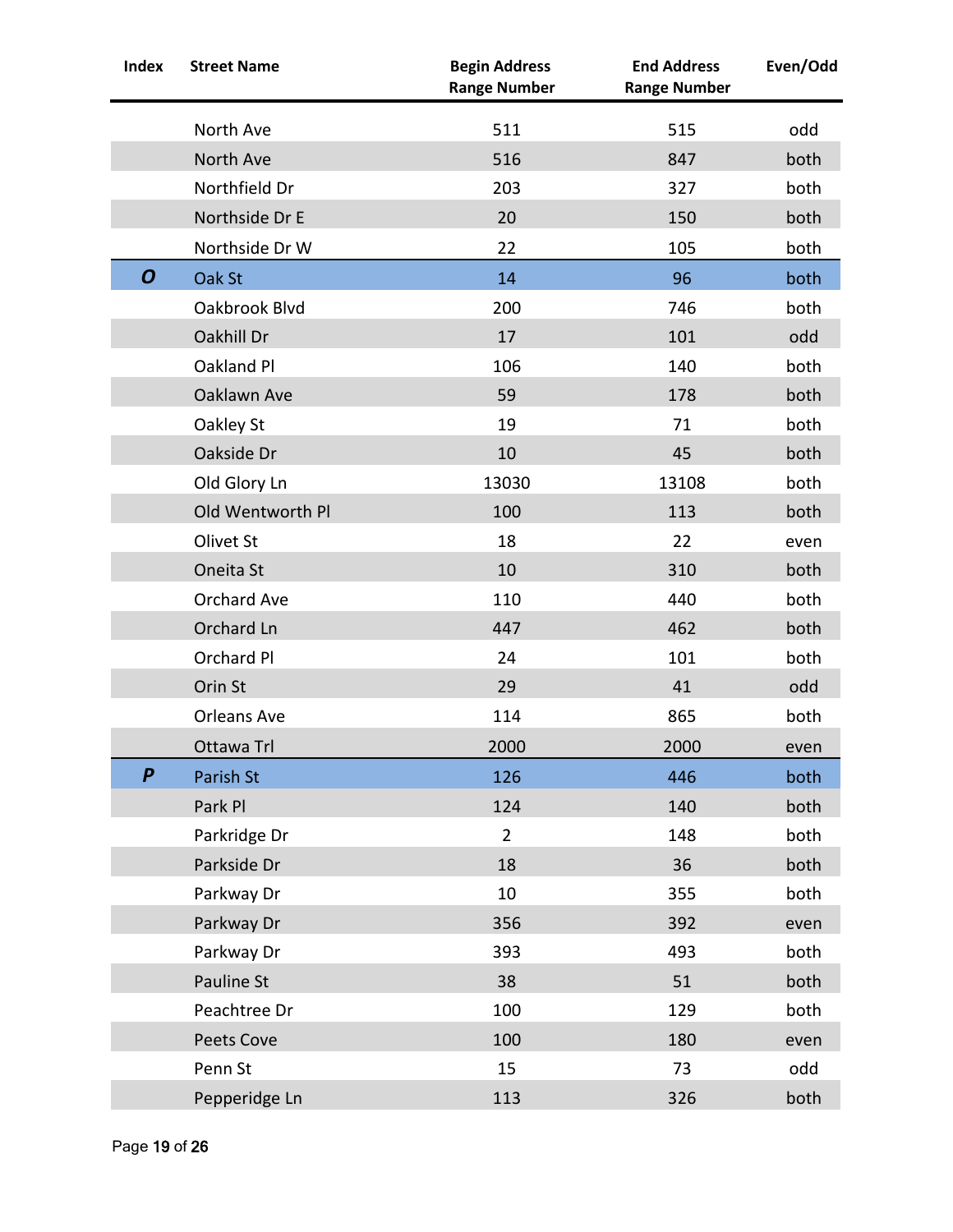| Index | Street Name | Begin Address Range Number | End Address Range Number | Even/Odd |
|---|---|---|---|---|
| | North Ave | 511 | 515 | odd |
| | North Ave | 516 | 847 | both |
| | Northfield Dr | 203 | 327 | both |
| | Northside Dr E | 20 | 150 | both |
| | Northside Dr W | 22 | 105 | both |
| ***O*** | Oak St | 14 | 96 | both |
| | Oakbrook Blvd | 200 | 746 | both |
| | Oakhill Dr | 17 | 101 | odd |
| | Oakland Pl | 106 | 140 | both |
| | Oaklawn Ave | 59 | 178 | both |
| | Oakley St | 19 | 71 | both |
| | Oakside Dr | 10 | 45 | both |
| | Old Glory Ln | 13030 | 13108 | both |
| | Old Wentworth Pl | 100 | 113 | both |
| | Olivet St | 18 | 22 | even |
| | Oneita St | 10 | 310 | both |
| | Orchard Ave | 110 | 440 | both |
| | Orchard Ln | 447 | 462 | both |
| | Orchard Pl | 24 | 101 | both |
| | Orin St | 29 | 41 | odd |
| | Orleans Ave | 114 | 865 | both |
| | Ottawa Trl | 2000 | 2000 | even |
| ***P*** | Parish St | 126 | 446 | both |
| | Park Pl | 124 | 140 | both |
| | Parkridge Dr | 2 | 148 | both |
| | Parkside Dr | 18 | 36 | both |
| | Parkway Dr | 10 | 355 | both |
| | Parkway Dr | 356 | 392 | even |
| | Parkway Dr | 393 | 493 | both |
| | Pauline St | 38 | 51 | both |
| | Peachtree Dr | 100 | 129 | both |
| | Peets Cove | 100 | 180 | even |
| | Penn St | 15 | 73 | odd |
| | Pepperidge Ln | 113 | 326 | both |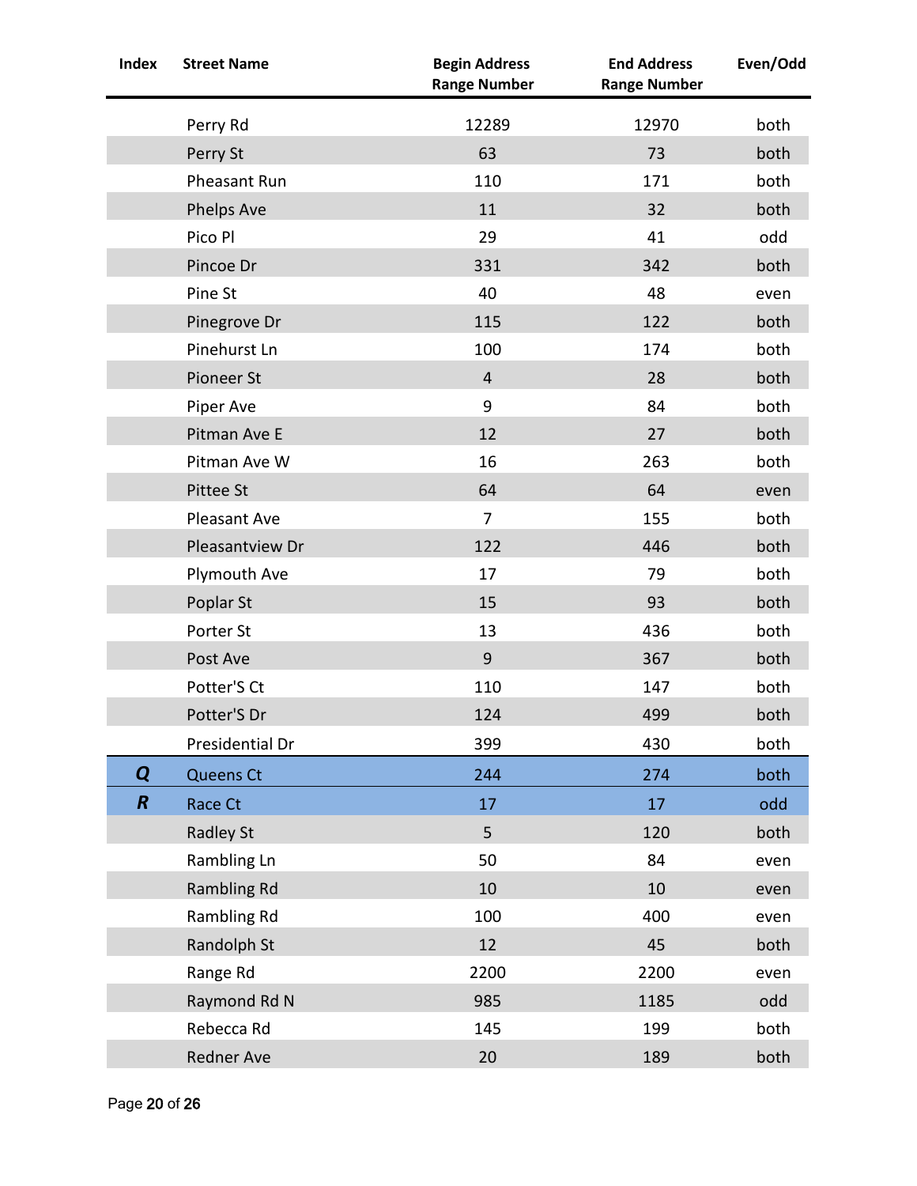| Index | Street Name | Begin Address Range Number | End Address Range Number | Even/Odd |
|---|---|---|---|---|
| | Perry Rd | 12289 | 12970 | both |
| | Perry St | 63 | 73 | both |
| | Pheasant Run | 110 | 171 | both |
| | Phelps Ave | 11 | 32 | both |
| | Pico Pl | 29 | 41 | odd |
| | Pincoe Dr | 331 | 342 | both |
| | Pine St | 40 | 48 | even |
| | Pinegrove Dr | 115 | 122 | both |
| | Pinehurst Ln | 100 | 174 | both |
| | Pioneer St | 4 | 28 | both |
| | Piper Ave | 9 | 84 | both |
| | Pitman Ave E | 12 | 27 | both |
| | Pitman Ave W | 16 | 263 | both |
| | Pittee St | 64 | 64 | even |
| | Pleasant Ave | 7 | 155 | both |
| | Pleasantview Dr | 122 | 446 | both |
| | Plymouth Ave | 17 | 79 | both |
| | Poplar St | 15 | 93 | both |
| | Porter St | 13 | 436 | both |
| | Post Ave | 9 | 367 | both |
| | Potter'S Ct | 110 | 147 | both |
| | Potter'S Dr | 124 | 499 | both |
| | Presidential Dr | 399 | 430 | both |
| ***Q*** | Queens Ct | 244 | 274 | both |
| ***R*** | Race Ct | 17 | 17 | odd |
| | Radley St | 5 | 120 | both |
| | Rambling Ln | 50 | 84 | even |
| | Rambling Rd | 10 | 10 | even |
| | Rambling Rd | 100 | 400 | even |
| | Randolph St | 12 | 45 | both |
| | Range Rd | 2200 | 2200 | even |
| | Raymond Rd N | 985 | 1185 | odd |
| | Rebecca Rd | 145 | 199 | both |
| | Redner Ave | 20 | 189 | both |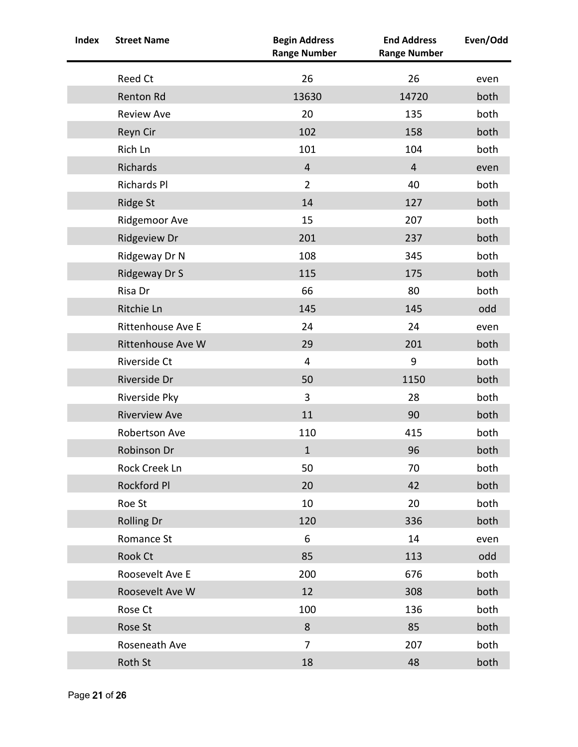| Index | Street Name | Begin Address Range Number | End Address Range Number | Even/Odd |
|---|---|---|---|---|
| | Reed Ct | 26 | 26 | even |
| | Renton Rd | 13630 | 14720 | both |
| | Review Ave | 20 | 135 | both |
| | Reyn Cir | 102 | 158 | both |
| | Rich Ln | 101 | 104 | both |
| | Richards | 4 | 4 | even |
| | Richards Pl | 2 | 40 | both |
| | Ridge St | 14 | 127 | both |
| | Ridgemoor Ave | 15 | 207 | both |
| | Ridgeview Dr | 201 | 237 | both |
| | Ridgeway Dr N | 108 | 345 | both |
| | Ridgeway Dr S | 115 | 175 | both |
| | Risa Dr | 66 | 80 | both |
| | Ritchie Ln | 145 | 145 | odd |
| | Rittenhouse Ave E | 24 | 24 | even |
| | Rittenhouse Ave W | 29 | 201 | both |
| | Riverside Ct | 4 | 9 | both |
| | Riverside Dr | 50 | 1150 | both |
| | Riverside Pky | 3 | 28 | both |
| | Riverview Ave | 11 | 90 | both |
| | Robertson Ave | 110 | 415 | both |
| | Robinson Dr | 1 | 96 | both |
| | Rock Creek Ln | 50 | 70 | both |
| | Rockford Pl | 20 | 42 | both |
| | Roe St | 10 | 20 | both |
| | Rolling Dr | 120 | 336 | both |
| | Romance St | 6 | 14 | even |
| | Rook Ct | 85 | 113 | odd |
| | Roosevelt Ave E | 200 | 676 | both |
| | Roosevelt Ave W | 12 | 308 | both |
| | Rose Ct | 100 | 136 | both |
| | Rose St | 8 | 85 | both |
| | Roseneath Ave | 7 | 207 | both |
| | Roth St | 18 | 48 | both |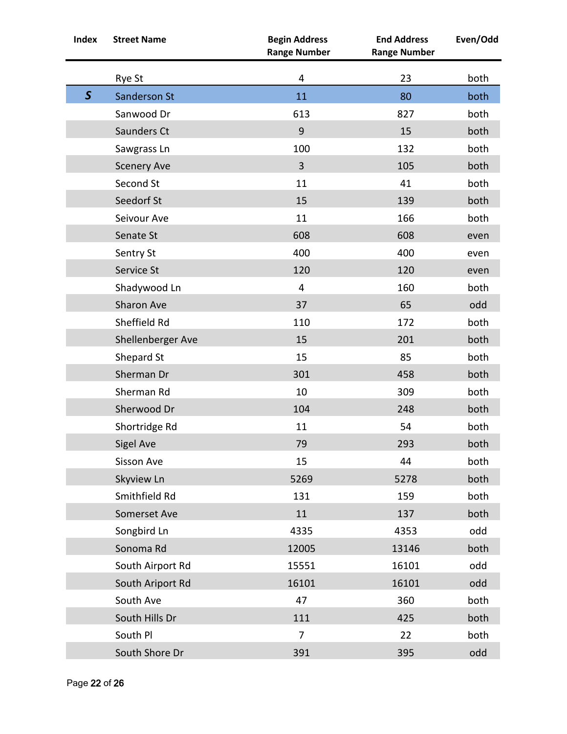| Index | Street Name | Begin Address Range Number | End Address Range Number | Even/Odd |
|---|---|---|---|---|
| | Rye St | 4 | 23 | both |
| ***S*** | Sanderson St | 11 | 80 | both |
| | Sanwood Dr | 613 | 827 | both |
| | Saunders Ct | 9 | 15 | both |
| | Sawgrass Ln | 100 | 132 | both |
| | Scenery Ave | 3 | 105 | both |
| | Second St | 11 | 41 | both |
| | Seedorf St | 15 | 139 | both |
| | Seivour Ave | 11 | 166 | both |
| | Senate St | 608 | 608 | even |
| | Sentry St | 400 | 400 | even |
| | Service St | 120 | 120 | even |
| | Shadywood Ln | 4 | 160 | both |
| | Sharon Ave | 37 | 65 | odd |
| | Sheffield Rd | 110 | 172 | both |
| | Shellenberger Ave | 15 | 201 | both |
| | Shepard St | 15 | 85 | both |
| | Sherman Dr | 301 | 458 | both |
| | Sherman Rd | 10 | 309 | both |
| | Sherwood Dr | 104 | 248 | both |
| | Shortridge Rd | 11 | 54 | both |
| | Sigel Ave | 79 | 293 | both |
| | Sisson Ave | 15 | 44 | both |
| | Skyview Ln | 5269 | 5278 | both |
| | Smithfield Rd | 131 | 159 | both |
| | Somerset Ave | 11 | 137 | both |
| | Songbird Ln | 4335 | 4353 | odd |
| | Sonoma Rd | 12005 | 13146 | both |
| | South Airport Rd | 15551 | 16101 | odd |
| | South Ariport Rd | 16101 | 16101 | odd |
| | South Ave | 47 | 360 | both |
| | South Hills Dr | 111 | 425 | both |
| | South Pl | 7 | 22 | both |
| | South Shore Dr | 391 | 395 | odd |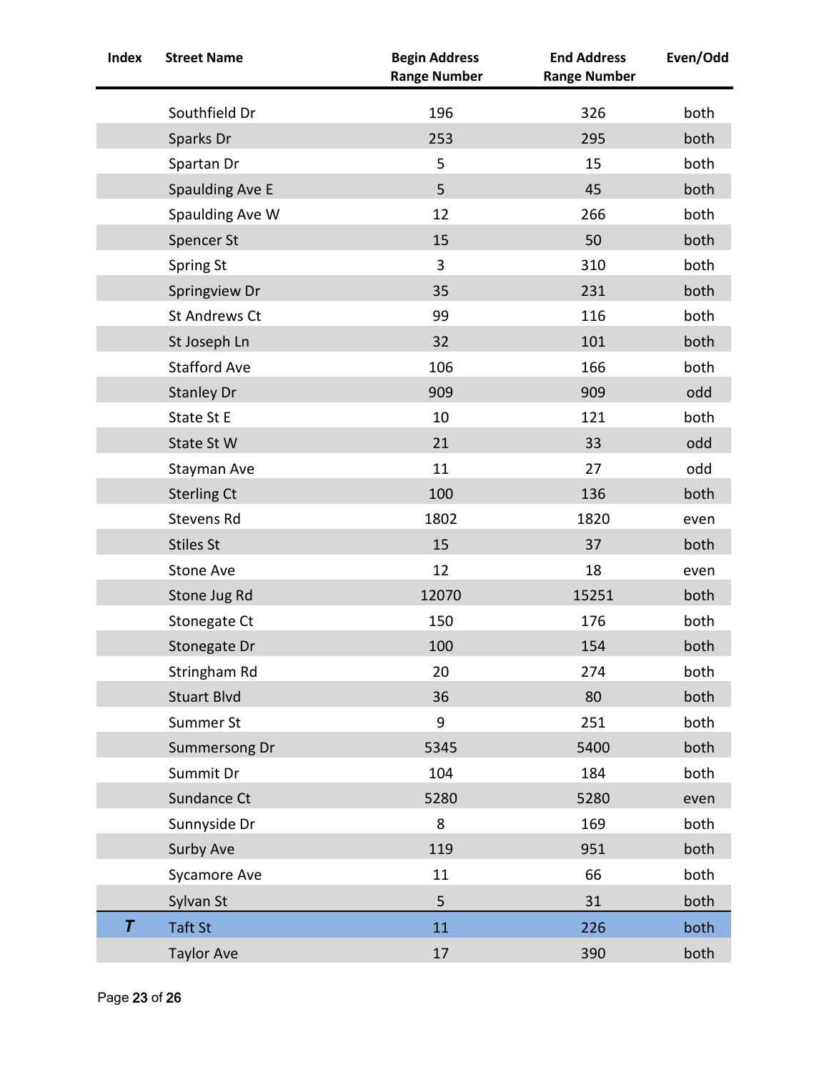| Index | Street Name | Begin Address Range Number | End Address Range Number | Even/Odd |
|---|---|---|---|---|
| | Southfield Dr | 196 | 326 | both |
| | Sparks Dr | 253 | 295 | both |
| | Spartan Dr | 5 | 15 | both |
| | Spaulding Ave E | 5 | 45 | both |
| | Spaulding Ave W | 12 | 266 | both |
| | Spencer St | 15 | 50 | both |
| | Spring St | 3 | 310 | both |
| | Springview Dr | 35 | 231 | both |
| | St Andrews Ct | 99 | 116 | both |
| | St Joseph Ln | 32 | 101 | both |
| | Stafford Ave | 106 | 166 | both |
| | Stanley Dr | 909 | 909 | odd |
| | State St E | 10 | 121 | both |
| | State St W | 21 | 33 | odd |
| | Stayman Ave | 11 | 27 | odd |
| | Sterling Ct | 100 | 136 | both |
| | Stevens Rd | 1802 | 1820 | even |
| | Stiles St | 15 | 37 | both |
| | Stone Ave | 12 | 18 | even |
| | Stone Jug Rd | 12070 | 15251 | both |
| | Stonegate Ct | 150 | 176 | both |
| | Stonegate Dr | 100 | 154 | both |
| | Stringham Rd | 20 | 274 | both |
| | Stuart Blvd | 36 | 80 | both |
| | Summer St | 9 | 251 | both |
| | Summersong Dr | 5345 | 5400 | both |
| | Summit Dr | 104 | 184 | both |
| | Sundance Ct | 5280 | 5280 | even |
| | Sunnyside Dr | 8 | 169 | both |
| | Surby Ave | 119 | 951 | both |
| | Sycamore Ave | 11 | 66 | both |
| | Sylvan St | 5 | 31 | both |
| ***T*** | Taft St | 11 | 226 | both |
| | Taylor Ave | 17 | 390 | both |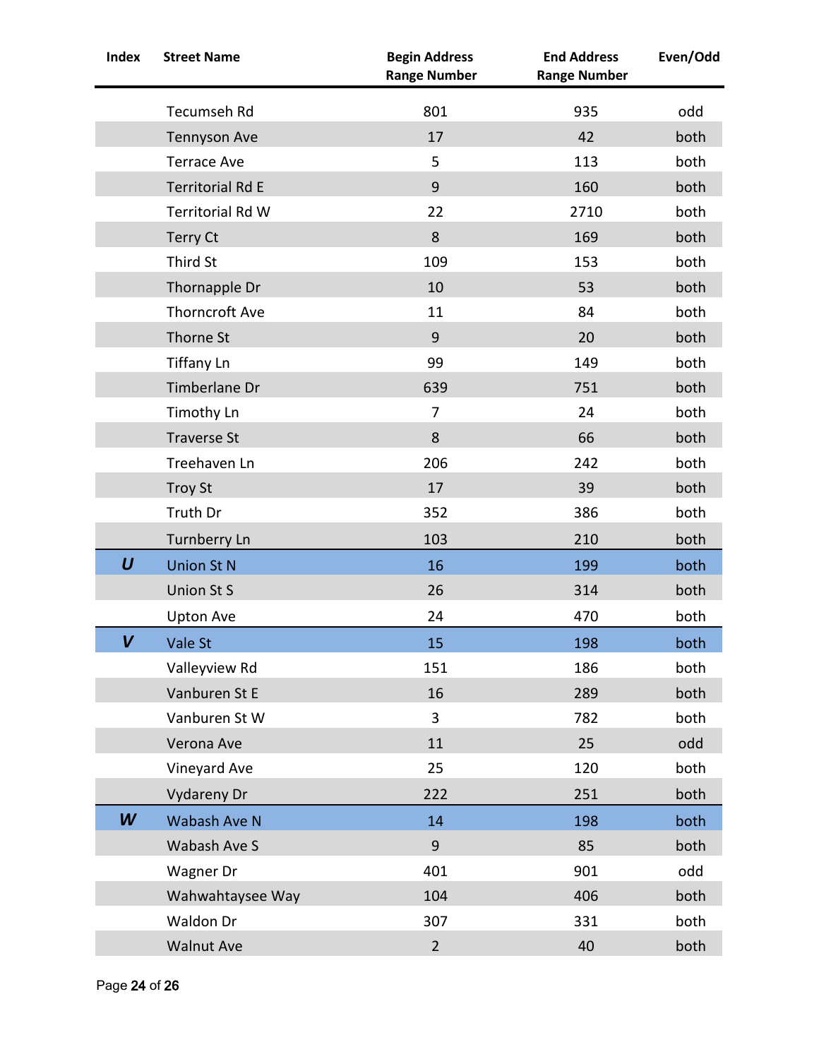| Index | Street Name | Begin Address Range Number | End Address Range Number | Even/Odd |
|---|---|---|---|---|
| | Tecumseh Rd | 801 | 935 | odd |
| | Tennyson Ave | 17 | 42 | both |
| | Terrace Ave | 5 | 113 | both |
| | Territorial Rd E | 9 | 160 | both |
| | Territorial Rd W | 22 | 2710 | both |
| | Terry Ct | 8 | 169 | both |
| | Third St | 109 | 153 | both |
| | Thornapple Dr | 10 | 53 | both |
| | Thorncroft Ave | 11 | 84 | both |
| | Thorne St | 9 | 20 | both |
| | Tiffany Ln | 99 | 149 | both |
| | Timberlane Dr | 639 | 751 | both |
| | Timothy Ln | 7 | 24 | both |
| | Traverse St | 8 | 66 | both |
| | Treehaven Ln | 206 | 242 | both |
| | Troy St | 17 | 39 | both |
| | Truth Dr | 352 | 386 | both |
| | Turnberry Ln | 103 | 210 | both |
| ***U*** | Union St N | 16 | 199 | both |
| | Union St S | 26 | 314 | both |
| | Upton Ave | 24 | 470 | both |
| ***V*** | Vale St | 15 | 198 | both |
| | Valleyview Rd | 151 | 186 | both |
| | Vanburen St E | 16 | 289 | both |
| | Vanburen St W | 3 | 782 | both |
| | Verona Ave | 11 | 25 | odd |
| | Vineyard Ave | 25 | 120 | both |
| | Vydareny Dr | 222 | 251 | both |
| ***W*** | Wabash Ave N | 14 | 198 | both |
| | Wabash Ave S | 9 | 85 | both |
| | Wagner Dr | 401 | 901 | odd |
| | Wahwahtaysee Way | 104 | 406 | both |
| | Waldon Dr | 307 | 331 | both |
| | Walnut Ave | 2 | 40 | both |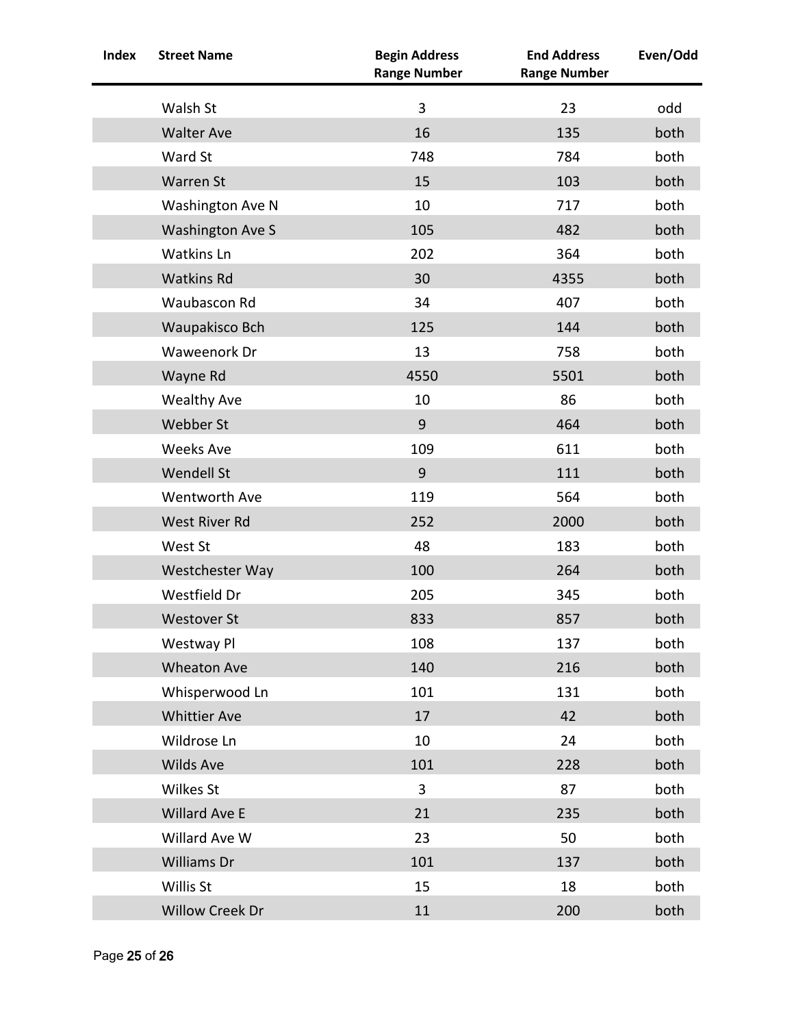| Index | Street Name | Begin Address Range Number | End Address Range Number | Even/Odd |
|---|---|---|---|---|
| | Walsh St | 3 | 23 | odd |
| | Walter Ave | 16 | 135 | both |
| | Ward St | 748 | 784 | both |
| | Warren St | 15 | 103 | both |
| | Washington Ave N | 10 | 717 | both |
| | Washington Ave S | 105 | 482 | both |
| | Watkins Ln | 202 | 364 | both |
| | Watkins Rd | 30 | 4355 | both |
| | Waubascon Rd | 34 | 407 | both |
| | Waupakisco Bch | 125 | 144 | both |
| | Waweenork Dr | 13 | 758 | both |
| | Wayne Rd | 4550 | 5501 | both |
| | Wealthy Ave | 10 | 86 | both |
| | Webber St | 9 | 464 | both |
| | Weeks Ave | 109 | 611 | both |
| | Wendell St | 9 | 111 | both |
| | Wentworth Ave | 119 | 564 | both |
| | West River Rd | 252 | 2000 | both |
| | West St | 48 | 183 | both |
| | Westchester Way | 100 | 264 | both |
| | Westfield Dr | 205 | 345 | both |
| | Westover St | 833 | 857 | both |
| | Westway Pl | 108 | 137 | both |
| | Wheaton Ave | 140 | 216 | both |
| | Whisperwood Ln | 101 | 131 | both |
| | Whittier Ave | 17 | 42 | both |
| | Wildrose Ln | 10 | 24 | both |
| | Wilds Ave | 101 | 228 | both |
| | Wilkes St | 3 | 87 | both |
| | Willard Ave E | 21 | 235 | both |
| | Willard Ave W | 23 | 50 | both |
| | Williams Dr | 101 | 137 | both |
| | Willis St | 15 | 18 | both |
| | Willow Creek Dr | 11 | 200 | both |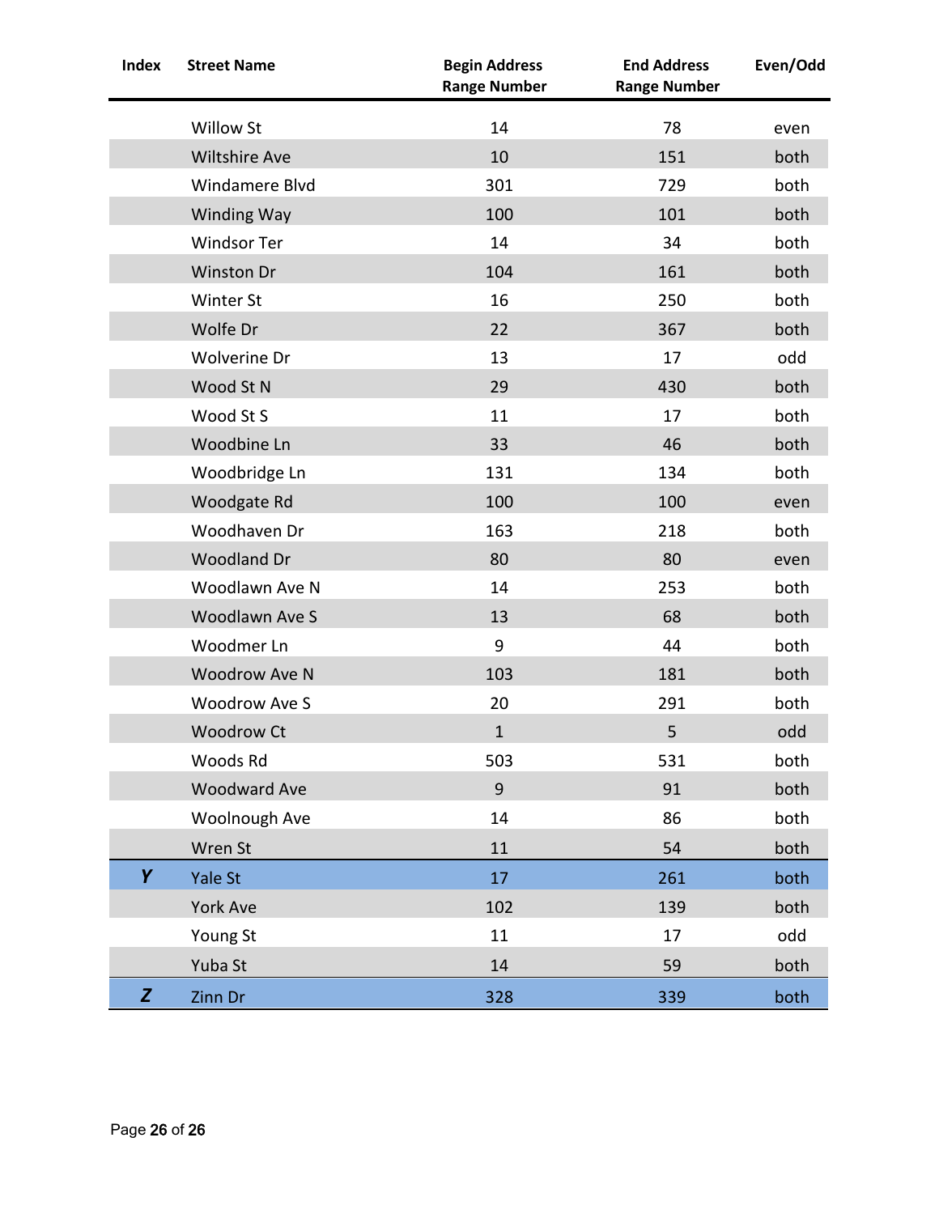| Index | Street Name | Begin Address Range Number | End Address Range Number | Even/Odd |
|---|---|---|---|---|
| | Willow St | 14 | 78 | even |
| | Wiltshire Ave | 10 | 151 | both |
| | Windamere Blvd | 301 | 729 | both |
| | Winding Way | 100 | 101 | both |
| | Windsor Ter | 14 | 34 | both |
| | Winston Dr | 104 | 161 | both |
| | Winter St | 16 | 250 | both |
| | Wolfe Dr | 22 | 367 | both |
| | Wolverine Dr | 13 | 17 | odd |
| | Wood St N | 29 | 430 | both |
| | Wood St S | 11 | 17 | both |
| | Woodbine Ln | 33 | 46 | both |
| | Woodbridge Ln | 131 | 134 | both |
| | Woodgate Rd | 100 | 100 | even |
| | Woodhaven Dr | 163 | 218 | both |
| | Woodland Dr | 80 | 80 | even |
| | Woodlawn Ave N | 14 | 253 | both |
| | Woodlawn Ave S | 13 | 68 | both |
| | Woodmer Ln | 9 | 44 | both |
| | Woodrow Ave N | 103 | 181 | both |
| | Woodrow Ave S | 20 | 291 | both |
| | Woodrow Ct | 1 | 5 | odd |
| | Woods Rd | 503 | 531 | both |
| | Woodward Ave | 9 | 91 | both |
| | Woolnough Ave | 14 | 86 | both |
| | Wren St | 11 | 54 | both |
| ***Y*** | Yale St | 17 | 261 | both |
| | York Ave | 102 | 139 | both |
| | Young St | 11 | 17 | odd |
| | Yuba St | 14 | 59 | both |
| ***Z*** | Zinn Dr | 328 | 339 | both |